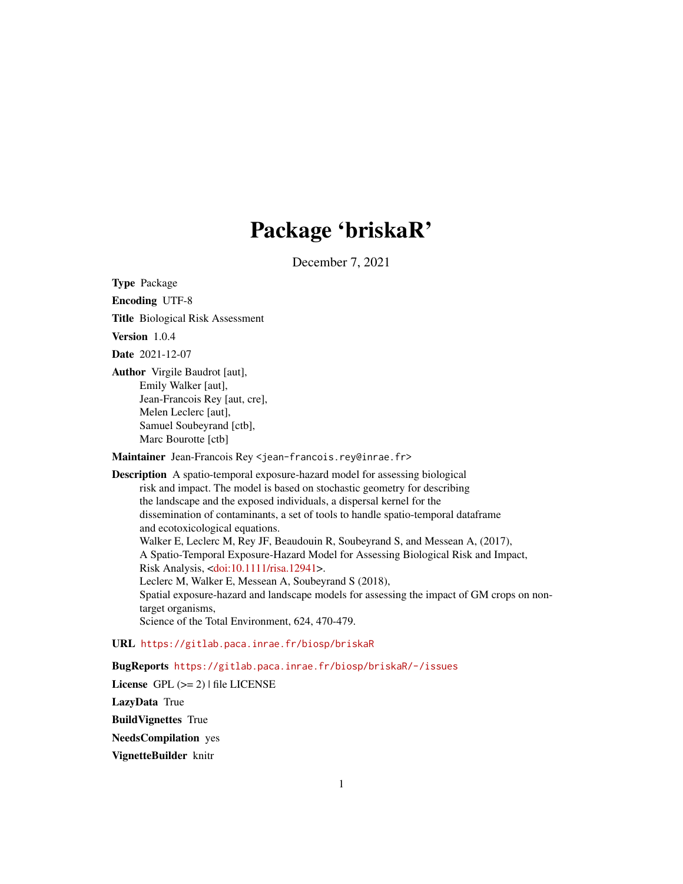# Package 'briskaR'

December 7, 2021

**Type** Package

**Encoding** UTF-8

**Title** Biological Risk Assessment

**Version** 1.0.4

**Date** 2021-12-07

**Author** Virgile Baudrot [aut],
Emily Walker [aut],
Jean-Francois Rey [aut, cre],
Melen Leclerc [aut],
Samuel Soubeyrand [ctb],
Marc Bourotte [ctb]

**Maintainer** Jean-Francois Rey <jean-francois.rey@inrae.fr>

**Description** A spatio-temporal exposure-hazard model for assessing biological risk and impact. The model is based on stochastic geometry for describing the landscape and the exposed individuals, a dispersal kernel for the dissemination of contaminants, a set of tools to handle spatio-temporal dataframe and ecotoxicological equations.
Walker E, Leclerc M, Rey JF, Beaudouin R, Soubeyrand S, and Messean A, (2017),
A Spatio-Temporal Exposure-Hazard Model for Assessing Biological Risk and Impact,
Risk Analysis, <doi:10.1111/risa.12941>.
Leclerc M, Walker E, Messean A, Soubeyrand S (2018),
Spatial exposure-hazard and landscape models for assessing the impact of GM crops on non-target organisms,
Science of the Total Environment, 624, 470-479.

**URL** https://gitlab.paca.inrae.fr/biosp/briskaR

**BugReports** https://gitlab.paca.inrae.fr/biosp/briskaR/-/issues

**License** GPL (>= 2) | file LICENSE

**LazyData** True

**BuildVignettes** True

**NeedsCompilation** yes

**VignetteBuilder** knitr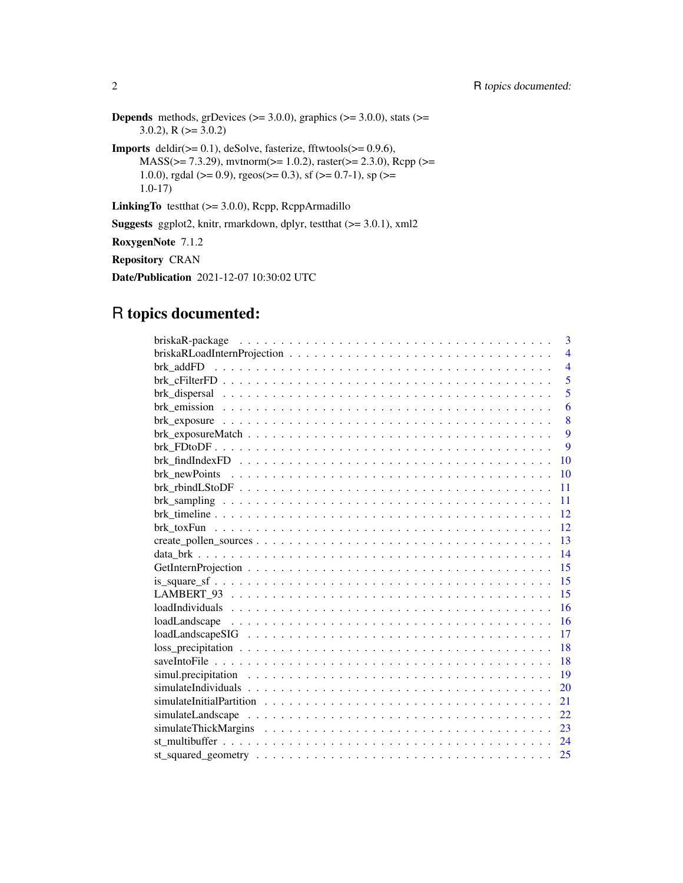**Depends** methods, grDevices (>= 3.0.0), graphics (>= 3.0.0), stats (>= 3.0.2), R (>= 3.0.2)

**Imports** deldir(>= 0.1), deSolve, fasterize, fftwtools(>= 0.9.6), MASS(>= 7.3.29), mvtnorm(>= 1.0.2), raster(>= 2.3.0), Rcpp (>= 1.0.0), rgdal (>= 0.9), rgeos(>= 0.3), sf (>= 0.7-1), sp (>= 1.0-17)

**LinkingTo** testthat (>= 3.0.0), Rcpp, RcppArmadillo

**Suggests** ggplot2, knitr, rmarkdown, dplyr, testthat (>= 3.0.1), xml2

**RoxygenNote** 7.1.2

**Repository** CRAN

**Date/Publication** 2021-12-07 10:30:02 UTC

# R topics documented:

| | |
|---|---|
| briskaR-package | 3 |
| briskaRLoadInternProjection | 4 |
| brk_addFD | 4 |
| brk_cFilterFD | 5 |
| brk_dispersal | 5 |
| brk_emission | 6 |
| brk_exposure | 8 |
| brk_exposureMatch | 9 |
| brk_FDtoDF | 9 |
| brk_findIndexFD | 10 |
| brk_newPoints | 10 |
| brk_rbindLStoDF | 11 |
| brk_sampling | 11 |
| brk_timeline | 12 |
| brk_toxFun | 12 |
| create_pollen_sources | 13 |
| data_brk | 14 |
| GetInternProjection | 15 |
| is_square_sf | 15 |
| LAMBERT_93 | 15 |
| loadIndividuals | 16 |
| loadLandscape | 16 |
| loadLandscapeSIG | 17 |
| loss_precipitation | 18 |
| saveIntoFile | 18 |
| simul.precipitation | 19 |
| simulateIndividuals | 20 |
| simulateInitialPartition | 21 |
| simulateLandscape | 22 |
| simulateThickMargins | 23 |
| st_multibuffer | 24 |
| st_squared_geometry | 25 |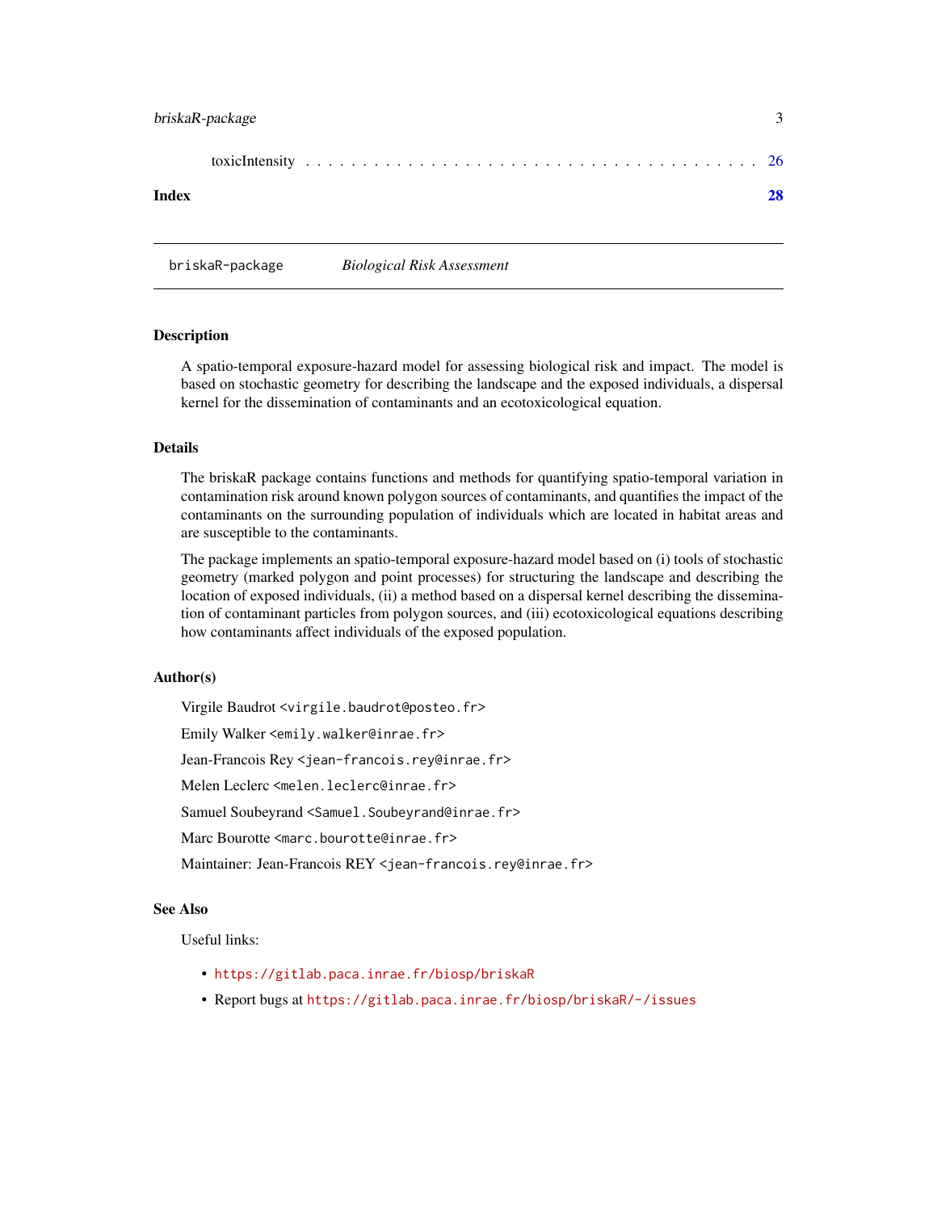toxicIntensity . . . . . . . . . . . . . . . . . . . . . . . . . . . . . . . . . . . . . . . . 26

**Index** **28**

---

briskaR-package *Biological Risk Assessment*

---

## Description

A spatio-temporal exposure-hazard model for assessing biological risk and impact. The model is based on stochastic geometry for describing the landscape and the exposed individuals, a dispersal kernel for the dissemination of contaminants and an ecotoxicological equation.

## Details

The briskaR package contains functions and methods for quantifying spatio-temporal variation in contamination risk around known polygon sources of contaminants, and quantifies the impact of the contaminants on the surrounding population of individuals which are located in habitat areas and are susceptible to the contaminants.

The package implements an spatio-temporal exposure-hazard model based on (i) tools of stochastic geometry (marked polygon and point processes) for structuring the landscape and describing the location of exposed individuals, (ii) a method based on a dispersal kernel describing the dissemination of contaminant particles from polygon sources, and (iii) ecotoxicological equations describing how contaminants affect individuals of the exposed population.

## Author(s)

Virgile Baudrot <virgile.baudrot@posteo.fr>

Emily Walker <emily.walker@inrae.fr>

Jean-Francois Rey <jean-francois.rey@inrae.fr>

Melen Leclerc <melen.leclerc@inrae.fr>

Samuel Soubeyrand <Samuel.Soubeyrand@inrae.fr>

Marc Bourotte <marc.bourotte@inrae.fr>

Maintainer: Jean-Francois REY <jean-francois.rey@inrae.fr>

## See Also

Useful links:

- https://gitlab.paca.inrae.fr/biosp/briskaR
- Report bugs at https://gitlab.paca.inrae.fr/biosp/briskaR/-/issues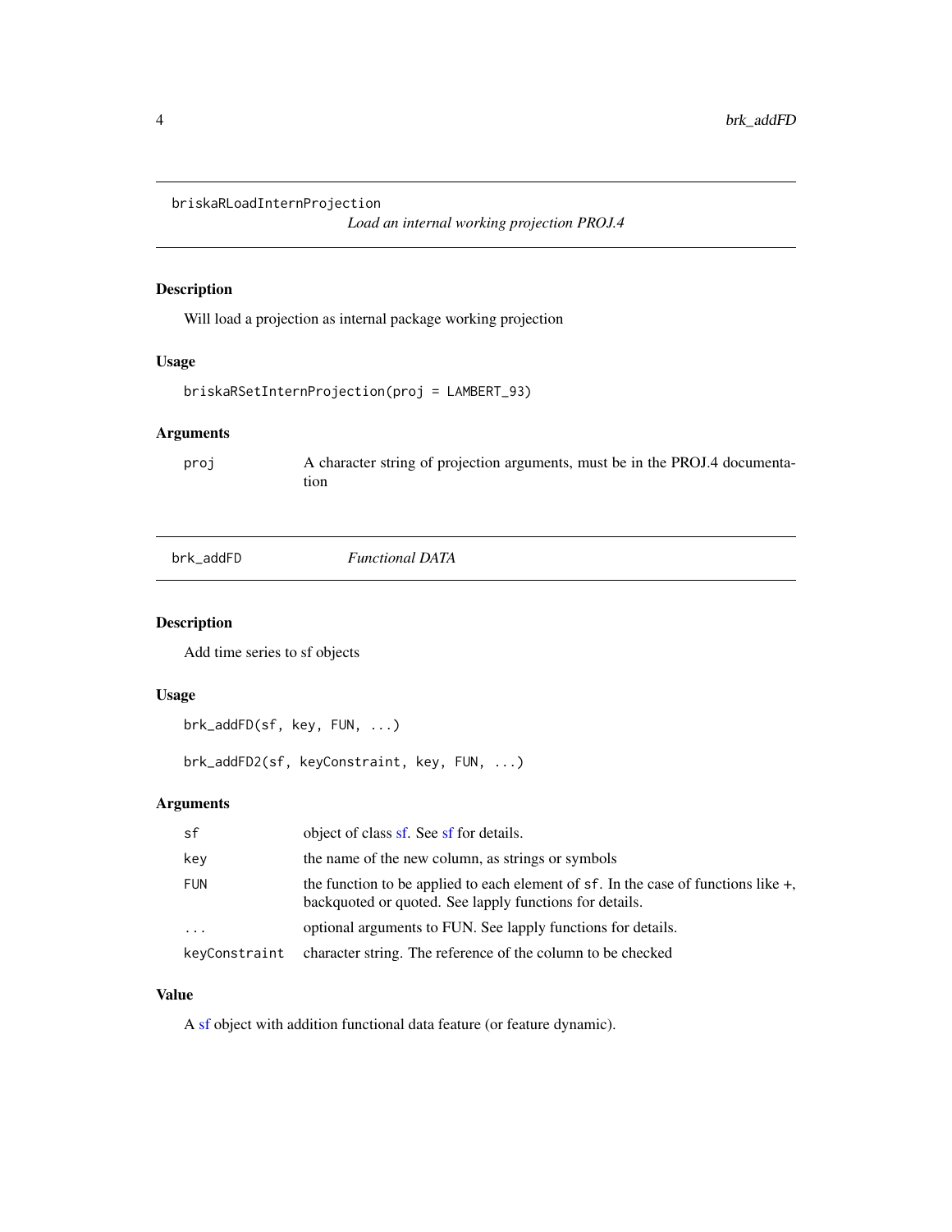## briskaRLoadInternProjection

*Load an internal working projection PROJ.4*

### Description

Will load a projection as internal package working projection

### Usage

```
briskaRSetInternProjection(proj = LAMBERT_93)
```

### Arguments

| | |
|---|---|
| proj | A character string of projection arguments, must be in the PROJ.4 documentation |

## brk_addFD

*Functional DATA*

### Description

Add time series to sf objects

### Usage

```
brk_addFD(sf, key, FUN, ...)

brk_addFD2(sf, keyConstraint, key, FUN, ...)
```

### Arguments

| | |
|---|---|
| sf | object of class sf. See sf for details. |
| key | the name of the new column, as strings or symbols |
| FUN | the function to be applied to each element of sf. In the case of functions like +, backquoted or quoted. See lapply functions for details. |
| ... | optional arguments to FUN. See lapply functions for details. |
| keyConstraint | character string. The reference of the column to be checked |

### Value

A sf object with addition functional data feature (or feature dynamic).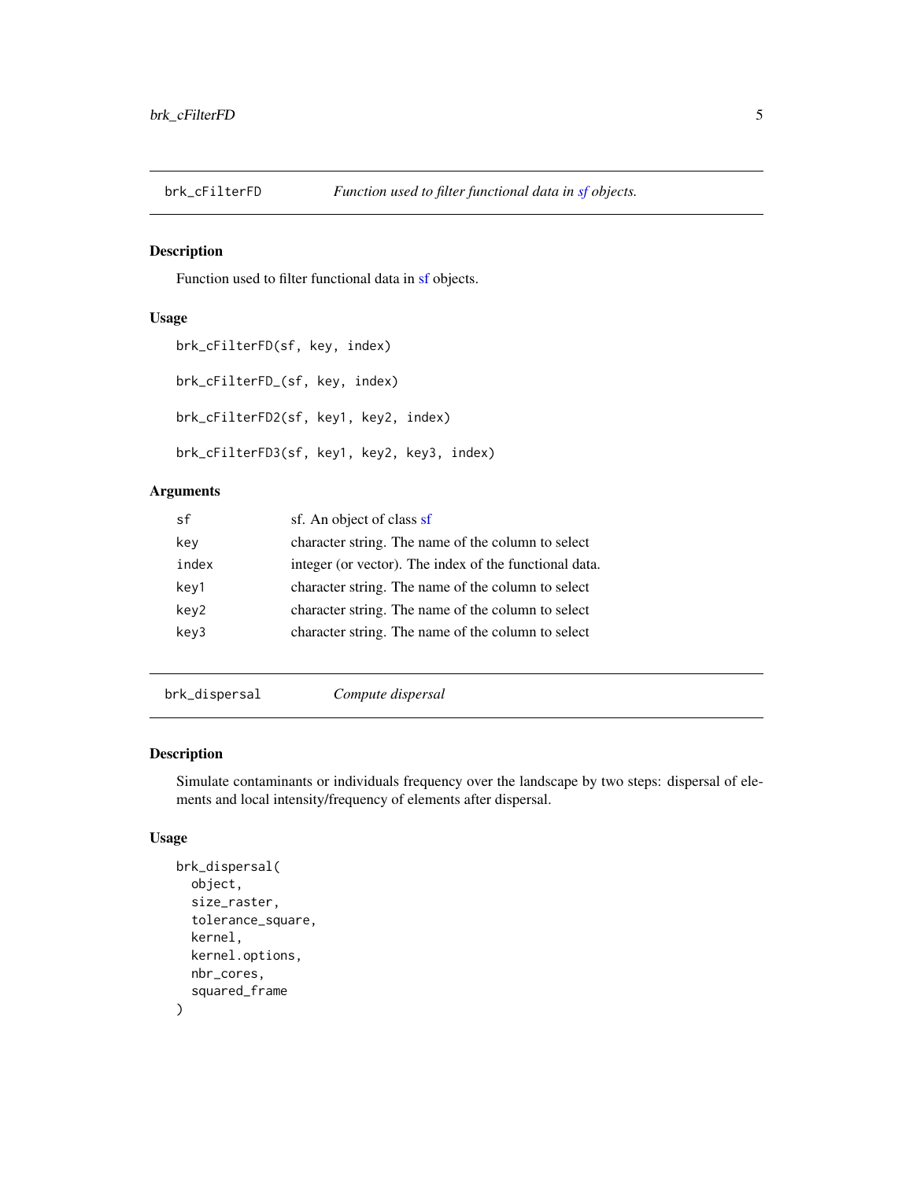## brk_cFilterFD — *Function used to filter functional data in sf objects.*

### Description

Function used to filter functional data in sf objects.

### Usage

```
brk_cFilterFD(sf, key, index)

brk_cFilterFD_(sf, key, index)

brk_cFilterFD2(sf, key1, key2, index)

brk_cFilterFD3(sf, key1, key2, key3, index)
```

### Arguments

| | |
|---|---|
| sf | sf. An object of class sf |
| key | character string. The name of the column to select |
| index | integer (or vector). The index of the functional data. |
| key1 | character string. The name of the column to select |
| key2 | character string. The name of the column to select |
| key3 | character string. The name of the column to select |

## brk_dispersal — *Compute dispersal*

### Description

Simulate contaminants or individuals frequency over the landscape by two steps: dispersal of elements and local intensity/frequency of elements after dispersal.

### Usage

```
brk_dispersal(
  object,
  size_raster,
  tolerance_square,
  kernel,
  kernel.options,
  nbr_cores,
  squared_frame
)
```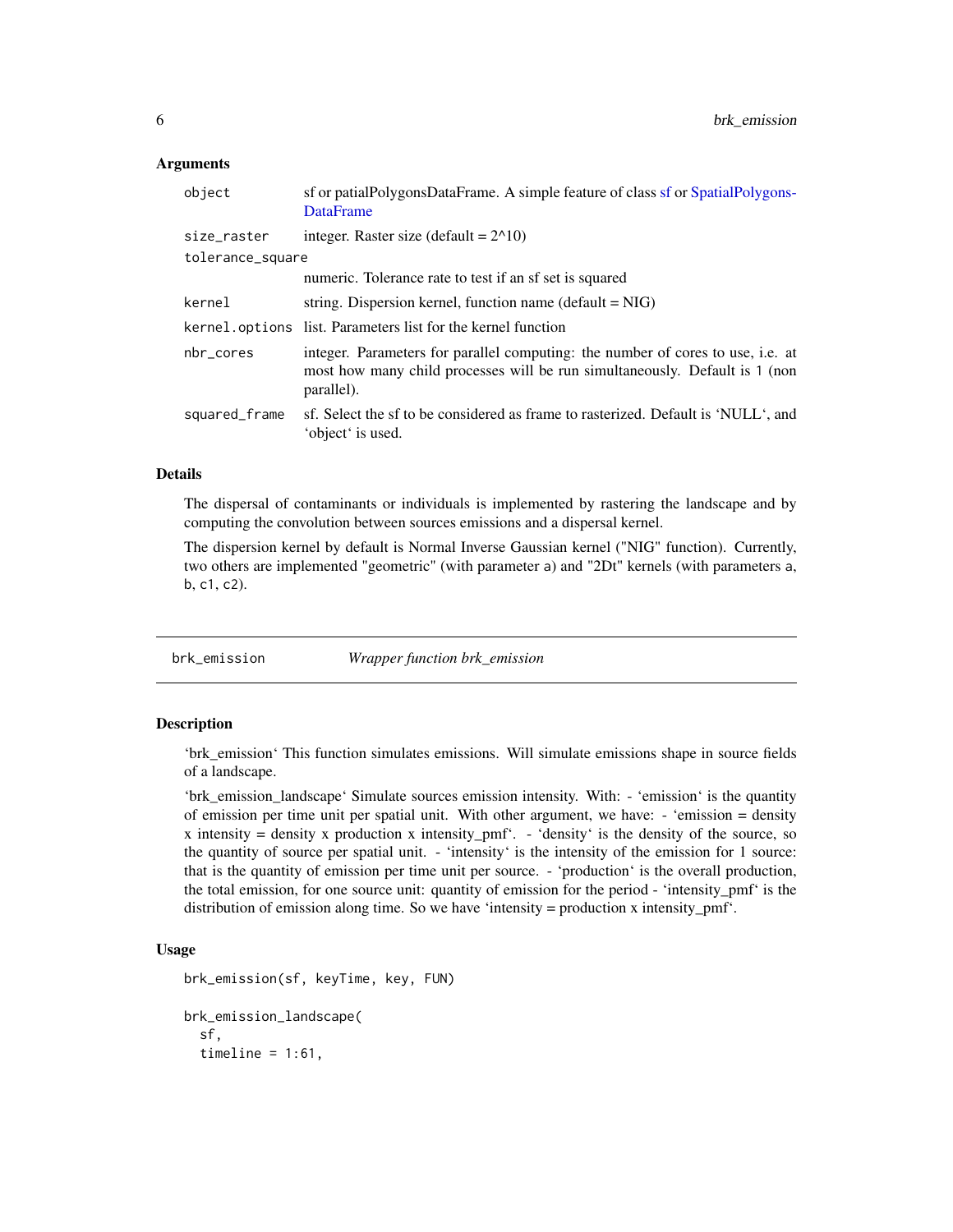### Arguments

| | |
|---|---|
| object | sf or patialPolygonsDataFrame. A simple feature of class sf or SpatialPolygons-DataFrame |
| size_raster | integer. Raster size (default = 2^10) |
| tolerance_square | numeric. Tolerance rate to test if an sf set is squared |
| kernel | string. Dispersion kernel, function name (default = NIG) |
| kernel.options | list. Parameters list for the kernel function |
| nbr_cores | integer. Parameters for parallel computing: the number of cores to use, i.e. at most how many child processes will be run simultaneously. Default is 1 (non parallel). |
| squared_frame | sf. Select the sf to be considered as frame to rasterized. Default is 'NULL', and 'object' is used. |

### Details

The dispersal of contaminants or individuals is implemented by rastering the landscape and by computing the convolution between sources emissions and a dispersal kernel.

The dispersion kernel by default is Normal Inverse Gaussian kernel ("NIG" function). Currently, two others are implemented "geometric" (with parameter a) and "2Dt" kernels (with parameters a, b, c1, c2).

---

## brk_emission *Wrapper function brk_emission*

### Description

'brk_emission' This function simulates emissions. Will simulate emissions shape in source fields of a landscape.

'brk_emission_landscape' Simulate sources emission intensity. With: - 'emission' is the quantity of emission per time unit per spatial unit. With other argument, we have: - 'emission = density x intensity = density x production x intensity_pmf'. - 'density' is the density of the source, so the quantity of source per spatial unit. - 'intensity' is the intensity of the emission for 1 source: that is the quantity of emission per time unit per source. - 'production' is the overall production, the total emission, for one source unit: quantity of emission for the period - 'intensity_pmf' is the distribution of emission along time. So we have 'intensity = production x intensity_pmf'.

### Usage

```
brk_emission(sf, keyTime, key, FUN)

brk_emission_landscape(
  sf,
  timeline = 1:61,
```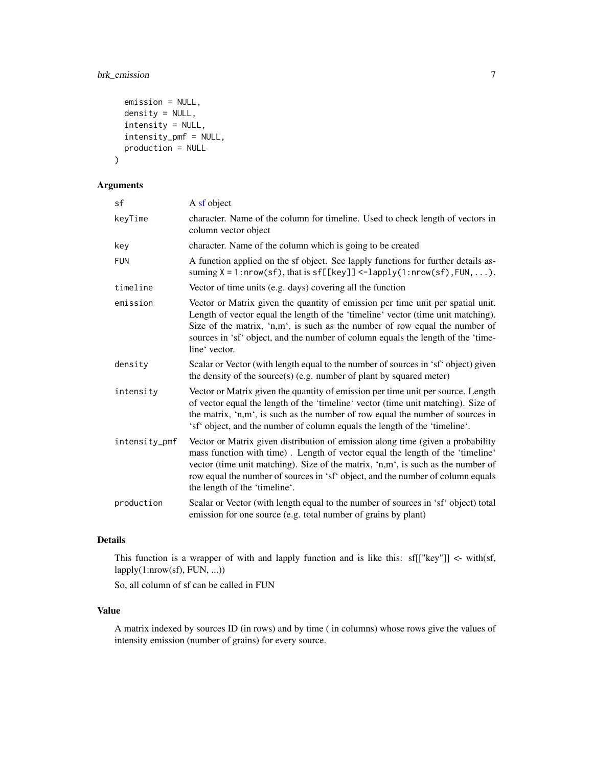```
  emission = NULL,
  density = NULL,
  intensity = NULL,
  intensity_pmf = NULL,
  production = NULL
)
```

## Arguments

| | |
|---|---|
| sf | A sf object |
| keyTime | character. Name of the column for timeline. Used to check length of vectors in column vector object |
| key | character. Name of the column which is going to be created |
| FUN | A function applied on the sf object. See lapply functions for further details assuming `X = 1:nrow(sf)`, that is `sf[[key]] <-lapply(1:nrow(sf),FUN,...)`. |
| timeline | Vector of time units (e.g. days) covering all the function |
| emission | Vector or Matrix given the quantity of emission per time unit per spatial unit. Length of vector equal the length of the 'timeline' vector (time unit matching). Size of the matrix, 'n,m', is such as the number of row equal the number of sources in 'sf' object, and the number of column equals the length of the 'timeline' vector. |
| density | Scalar or Vector (with length equal to the number of sources in 'sf' object) given the density of the source(s) (e.g. number of plant by squared meter) |
| intensity | Vector or Matrix given the quantity of emission per time unit per source. Length of vector equal the length of the 'timeline' vector (time unit matching). Size of the matrix, 'n,m', is such as the number of row equal the number of sources in 'sf' object, and the number of column equals the length of the 'timeline'. |
| intensity_pmf | Vector or Matrix given distribution of emission along time (given a probability mass function with time) . Length of vector equal the length of the 'timeline' vector (time unit matching). Size of the matrix, 'n,m', is such as the number of row equal the number of sources in 'sf' object, and the number of column equals the length of the 'timeline'. |
| production | Scalar or Vector (with length equal to the number of sources in 'sf' object) total emission for one source (e.g. total number of grains by plant) |

## Details

This function is a wrapper of with and lapply function and is like this: sf[["key"]] <- with(sf, lapply(1:nrow(sf), FUN, ...))

So, all column of sf can be called in FUN

## Value

A matrix indexed by sources ID (in rows) and by time ( in columns) whose rows give the values of intensity emission (number of grains) for every source.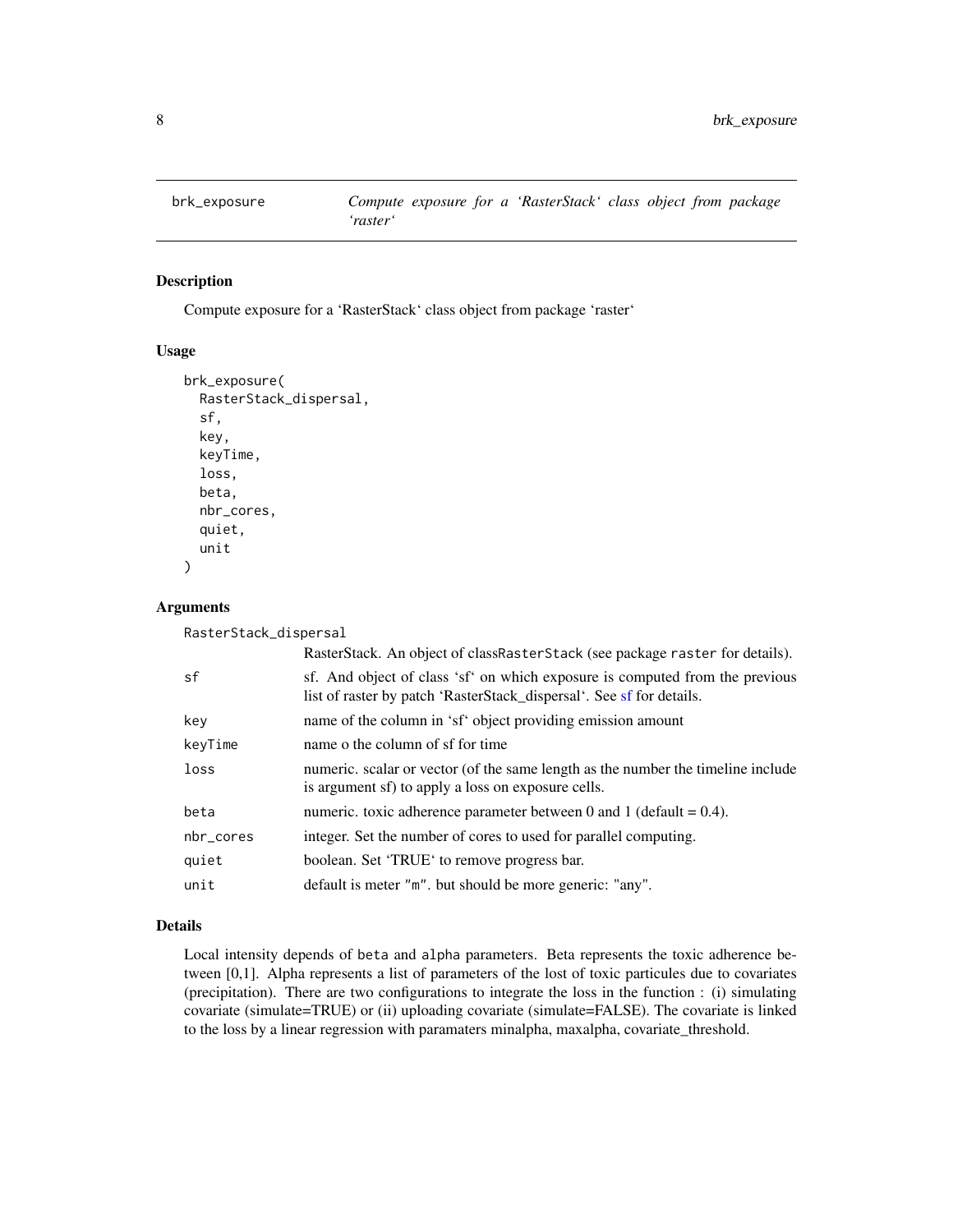## brk_exposure — *Compute exposure for a ‘RasterStack‘ class object from package ‘raster‘*

### Description

Compute exposure for a ‘RasterStack‘ class object from package ‘raster‘

### Usage

```
brk_exposure(
  RasterStack_dispersal,
  sf,
  key,
  keyTime,
  loss,
  beta,
  nbr_cores,
  quiet,
  unit
)
```

### Arguments

| Argument | Description |
| --- | --- |
| RasterStack_dispersal | RasterStack. An object of classRasterStack (see package raster for details). |
| sf | sf. And object of class ‘sf‘ on which exposure is computed from the previous list of raster by patch ‘RasterStack_dispersal‘. See sf for details. |
| key | name of the column in ‘sf‘ object providing emission amount |
| keyTime | name o the column of sf for time |
| loss | numeric. scalar or vector (of the same length as the number the timeline include is argument sf) to apply a loss on exposure cells. |
| beta | numeric. toxic adherence parameter between 0 and 1 (default = 0.4). |
| nbr_cores | integer. Set the number of cores to used for parallel computing. |
| quiet | boolean. Set ‘TRUE‘ to remove progress bar. |
| unit | default is meter "m". but should be more generic: "any". |

### Details

Local intensity depends of beta and alpha parameters. Beta represents the toxic adherence between [0,1]. Alpha represents a list of parameters of the lost of toxic particules due to covariates (precipitation). There are two configurations to integrate the loss in the function : (i) simulating covariate (simulate=TRUE) or (ii) uploading covariate (simulate=FALSE). The covariate is linked to the loss by a linear regression with paramaters minalpha, maxalpha, covariate_threshold.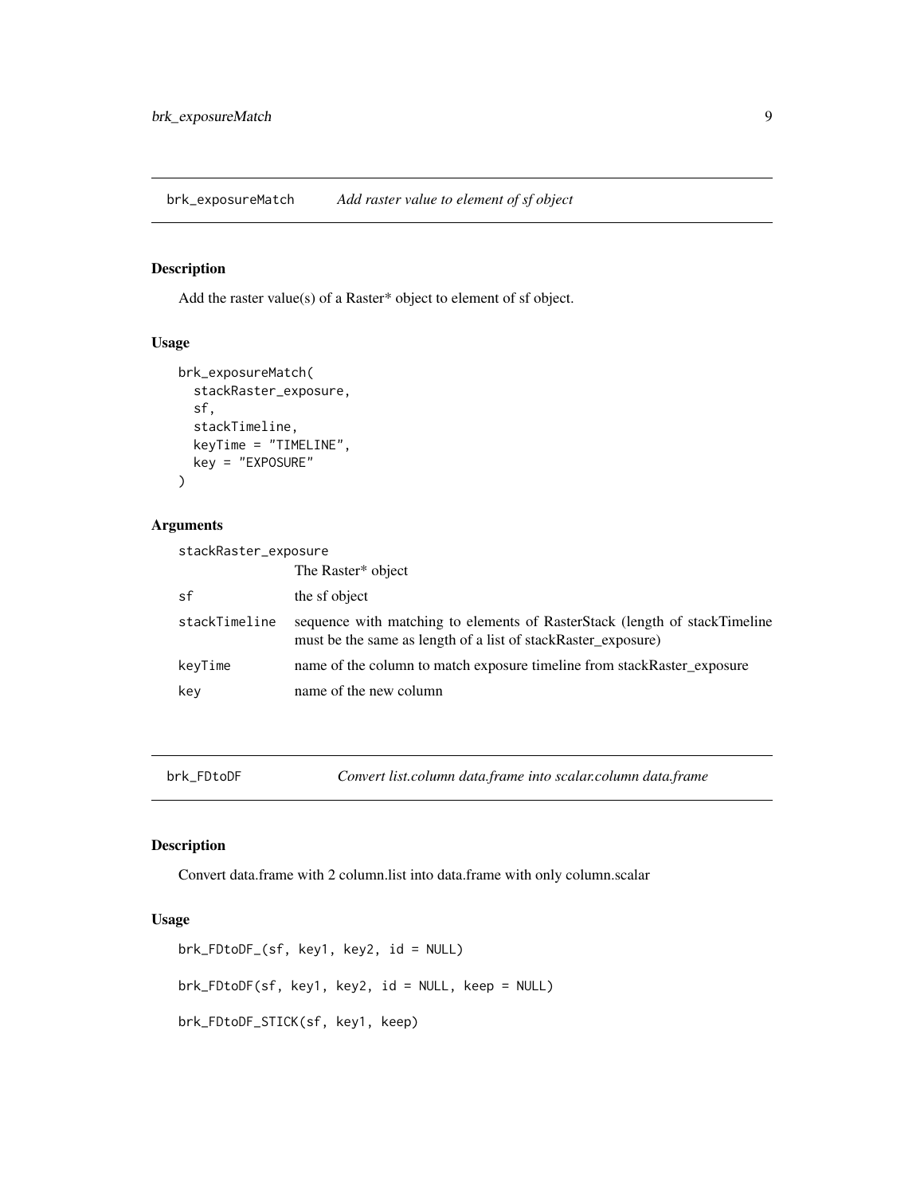## brk_exposureMatch — *Add raster value to element of sf object*

### Description

Add the raster value(s) of a Raster* object to element of sf object.

### Usage

```
brk_exposureMatch(
  stackRaster_exposure,
  sf,
  stackTimeline,
  keyTime = "TIMELINE",
  key = "EXPOSURE"
)
```

### Arguments

| | |
|---|---|
| stackRaster_exposure | The Raster* object |
| sf | the sf object |
| stackTimeline | sequence with matching to elements of RasterStack (length of stackTimeline must be the same as length of a list of stackRaster_exposure) |
| keyTime | name of the column to match exposure timeline from stackRaster_exposure |
| key | name of the new column |

## brk_FDtoDF — *Convert list.column data.frame into scalar.column data.frame*

### Description

Convert data.frame with 2 column.list into data.frame with only column.scalar

### Usage

```
brk_FDtoDF_(sf, key1, key2, id = NULL)

brk_FDtoDF(sf, key1, key2, id = NULL, keep = NULL)

brk_FDtoDF_STICK(sf, key1, keep)
```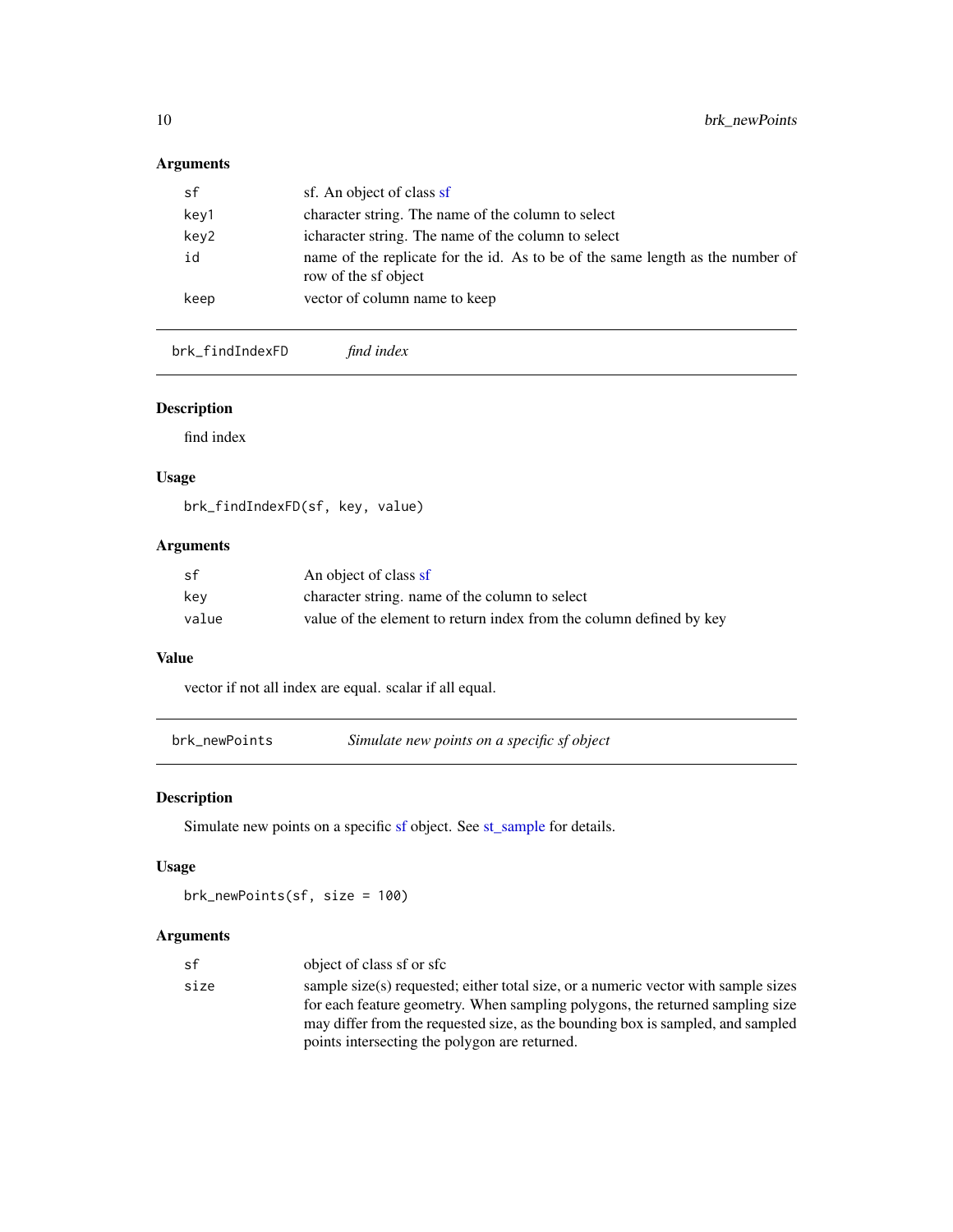### Arguments

| | |
|---|---|
| sf | sf. An object of class sf |
| key1 | character string. The name of the column to select |
| key2 | icharacter string. The name of the column to select |
| id | name of the replicate for the id. As to be of the same length as the number of row of the sf object |
| keep | vector of column name to keep |

## brk_findIndexFD *find index*

### Description

find index

### Usage

```
brk_findIndexFD(sf, key, value)
```

### Arguments

| | |
|---|---|
| sf | An object of class sf |
| key | character string. name of the column to select |
| value | value of the element to return index from the column defined by key |

### Value

vector if not all index are equal. scalar if all equal.

## brk_newPoints *Simulate new points on a specific sf object*

### Description

Simulate new points on a specific sf object. See st_sample for details.

### Usage

```
brk_newPoints(sf, size = 100)
```

### Arguments

| | |
|---|---|
| sf | object of class sf or sfc |
| size | sample size(s) requested; either total size, or a numeric vector with sample sizes for each feature geometry. When sampling polygons, the returned sampling size may differ from the requested size, as the bounding box is sampled, and sampled points intersecting the polygon are returned. |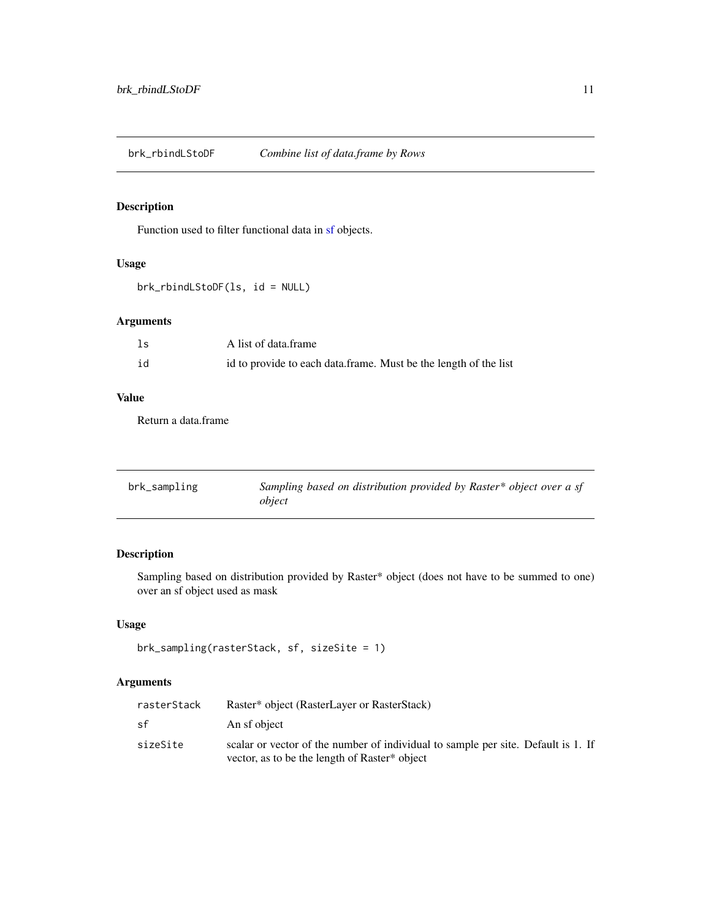## brk_rbindLStoDF *Combine list of data.frame by Rows*

### Description

Function used to filter functional data in sf objects.

### Usage

```
brk_rbindLStoDF(ls, id = NULL)
```

### Arguments

| | |
|---|---|
| ls | A list of data.frame |
| id | id to provide to each data.frame. Must be the length of the list |

### Value

Return a data.frame

## brk_sampling *Sampling based on distribution provided by Raster* object over a sf object*

### Description

Sampling based on distribution provided by Raster* object (does not have to be summed to one) over an sf object used as mask

### Usage

```
brk_sampling(rasterStack, sf, sizeSite = 1)
```

### Arguments

| | |
|---|---|
| rasterStack | Raster* object (RasterLayer or RasterStack) |
| sf | An sf object |
| sizeSite | scalar or vector of the number of individual to sample per site. Default is 1. If vector, as to be the length of Raster* object |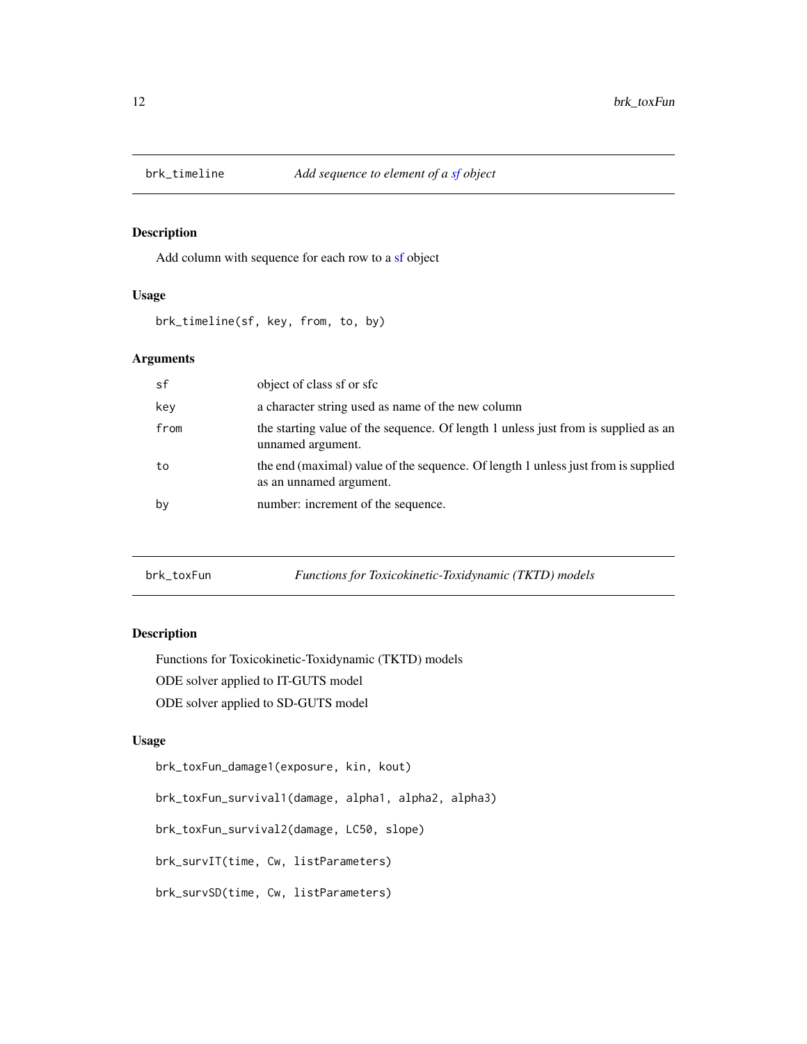## brk_timeline — *Add sequence to element of a sf object*

### Description

Add column with sequence for each row to a sf object

### Usage

```
brk_timeline(sf, key, from, to, by)
```

### Arguments

| Argument | Description |
|---|---|
| sf | object of class sf or sfc |
| key | a character string used as name of the new column |
| from | the starting value of the sequence. Of length 1 unless just from is supplied as an unnamed argument. |
| to | the end (maximal) value of the sequence. Of length 1 unless just from is supplied as an unnamed argument. |
| by | number: increment of the sequence. |

## brk_toxFun — *Functions for Toxicokinetic-Toxidynamic (TKTD) models*

### Description

Functions for Toxicokinetic-Toxidynamic (TKTD) models

ODE solver applied to IT-GUTS model

ODE solver applied to SD-GUTS model

### Usage

```
brk_toxFun_damage1(exposure, kin, kout)

brk_toxFun_survival1(damage, alpha1, alpha2, alpha3)

brk_toxFun_survival2(damage, LC50, slope)

brk_survIT(time, Cw, listParameters)

brk_survSD(time, Cw, listParameters)
```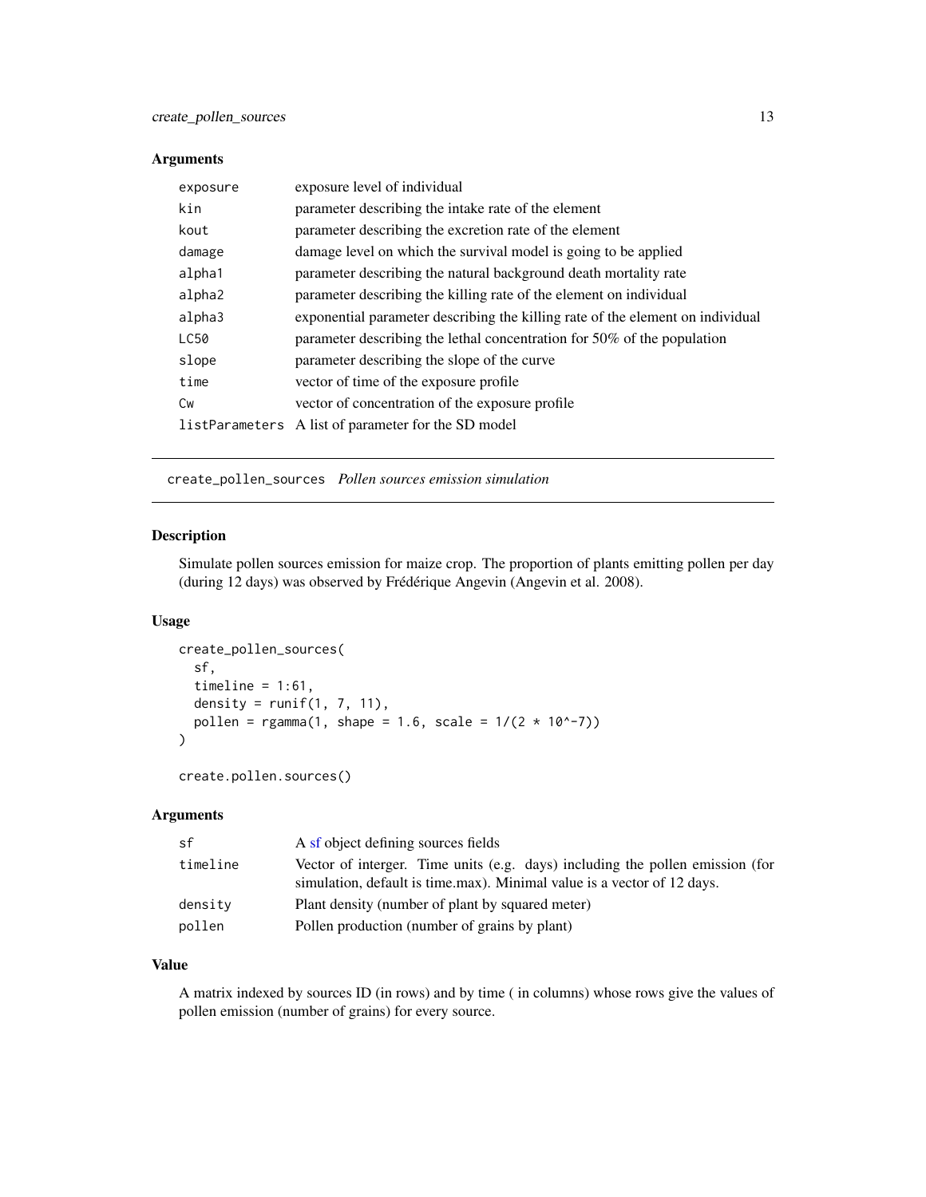## Arguments

| | |
|---|---|
| exposure | exposure level of individual |
| kin | parameter describing the intake rate of the element |
| kout | parameter describing the excretion rate of the element |
| damage | damage level on which the survival model is going to be applied |
| alpha1 | parameter describing the natural background death mortality rate |
| alpha2 | parameter describing the killing rate of the element on individual |
| alpha3 | exponential parameter describing the killing rate of the element on individual |
| LC50 | parameter describing the lethal concentration for 50% of the population |
| slope | parameter describing the slope of the curve |
| time | vector of time of the exposure profile |
| Cw | vector of concentration of the exposure profile |
| listParameters | A list of parameter for the SD model |

---

# create_pollen_sources *Pollen sources emission simulation*

## Description

Simulate pollen sources emission for maize crop. The proportion of plants emitting pollen per day (during 12 days) was observed by Frédérique Angevin (Angevin et al. 2008).

## Usage

```
create_pollen_sources(
  sf,
  timeline = 1:61,
  density = runif(1, 7, 11),
  pollen = rgamma(1, shape = 1.6, scale = 1/(2 * 10^-7))
)

create.pollen.sources()
```

## Arguments

| | |
|---|---|
| sf | A sf object defining sources fields |
| timeline | Vector of interger. Time units (e.g. days) including the pollen emission (for simulation, default is time.max). Minimal value is a vector of 12 days. |
| density | Plant density (number of plant by squared meter) |
| pollen | Pollen production (number of grains by plant) |

## Value

A matrix indexed by sources ID (in rows) and by time ( in columns) whose rows give the values of pollen emission (number of grains) for every source.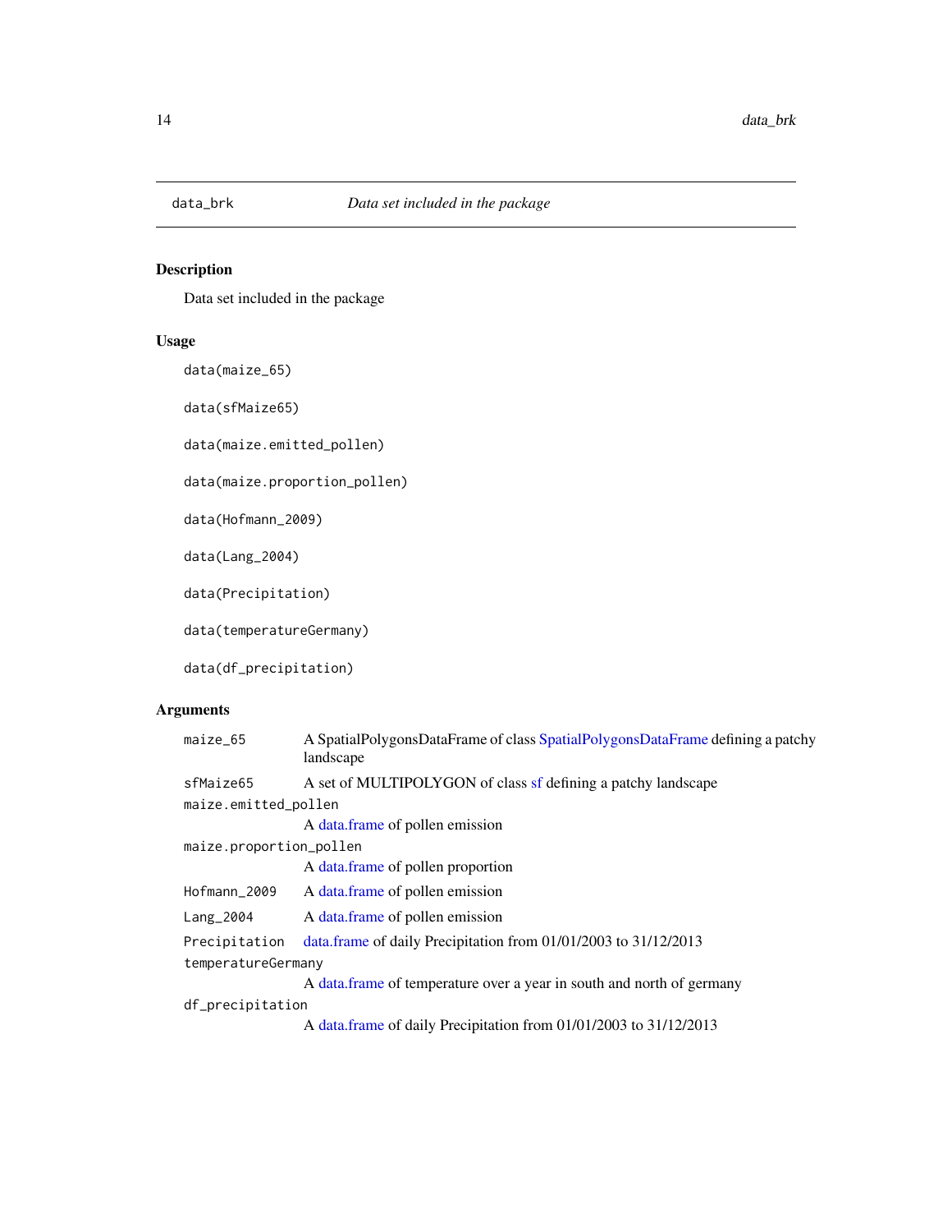# data_brk — *Data set included in the package*

## Description

Data set included in the package

## Usage

```
data(maize_65)

data(sfMaize65)

data(maize.emitted_pollen)

data(maize.proportion_pollen)

data(Hofmann_2009)

data(Lang_2004)

data(Precipitation)

data(temperatureGermany)

data(df_precipitation)
```

## Arguments

| | |
|---|---|
| maize_65 | A SpatialPolygonsDataFrame of class SpatialPolygonsDataFrame defining a patchy landscape |
| sfMaize65 | A set of MULTIPOLYGON of class sf defining a patchy landscape |
| maize.emitted_pollen | A data.frame of pollen emission |
| maize.proportion_pollen | A data.frame of pollen proportion |
| Hofmann_2009 | A data.frame of pollen emission |
| Lang_2004 | A data.frame of pollen emission |
| Precipitation | data.frame of daily Precipitation from 01/01/2003 to 31/12/2013 |
| temperatureGermany | A data.frame of temperature over a year in south and north of germany |
| df_precipitation | A data.frame of daily Precipitation from 01/01/2003 to 31/12/2013 |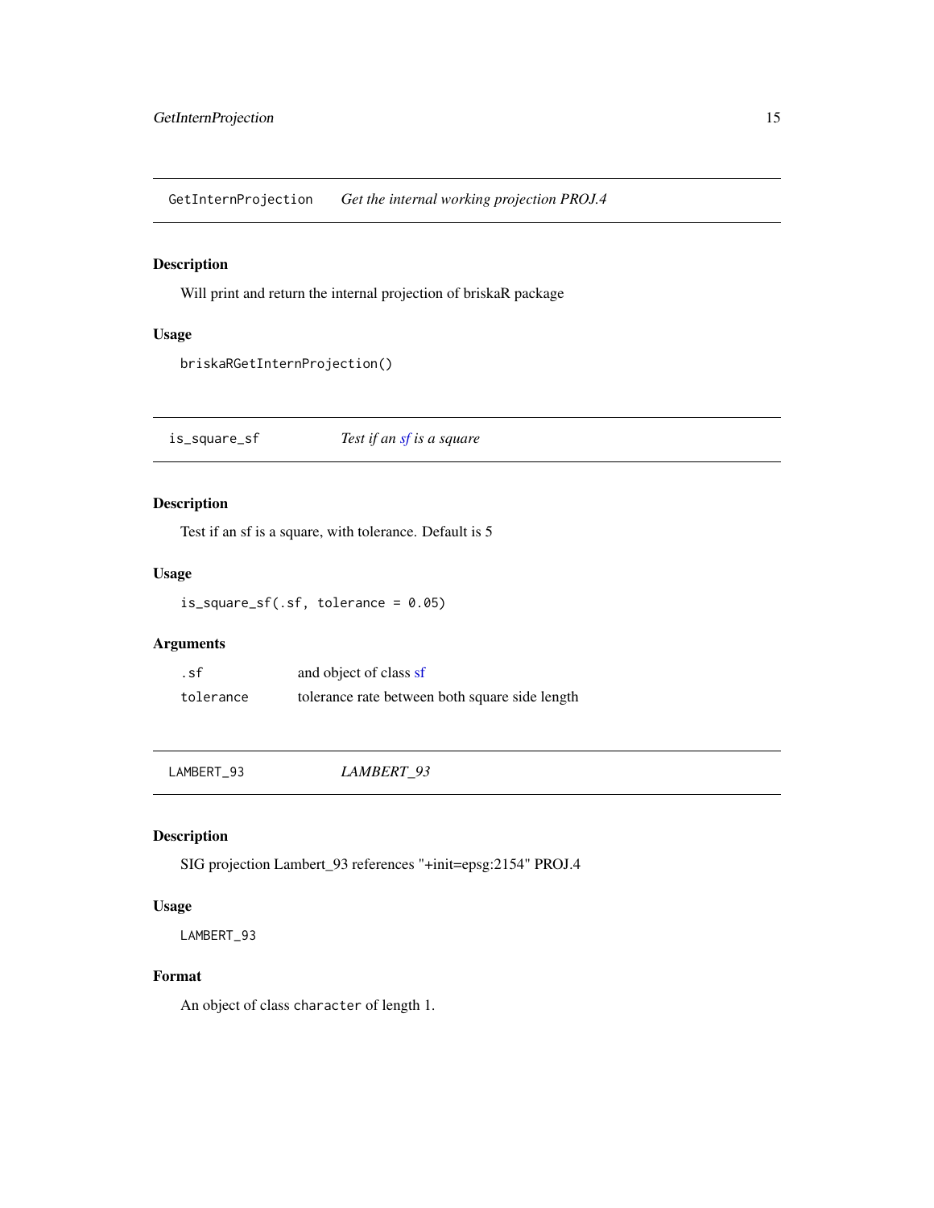## GetInternProjection — *Get the internal working projection PROJ.4*

### Description

Will print and return the internal projection of briskaR package

### Usage

```
briskaRGetInternProjection()
```

## is_square_sf — *Test if an sf is a square*

### Description

Test if an sf is a square, with tolerance. Default is 5

### Usage

```
is_square_sf(.sf, tolerance = 0.05)
```

### Arguments

| | |
|---|---|
| `.sf` | and object of class sf |
| `tolerance` | tolerance rate between both square side length |

## LAMBERT_93 — *LAMBERT_93*

### Description

SIG projection Lambert_93 references "+init=epsg:2154" PROJ.4

### Usage

```
LAMBERT_93
```

### Format

An object of class `character` of length 1.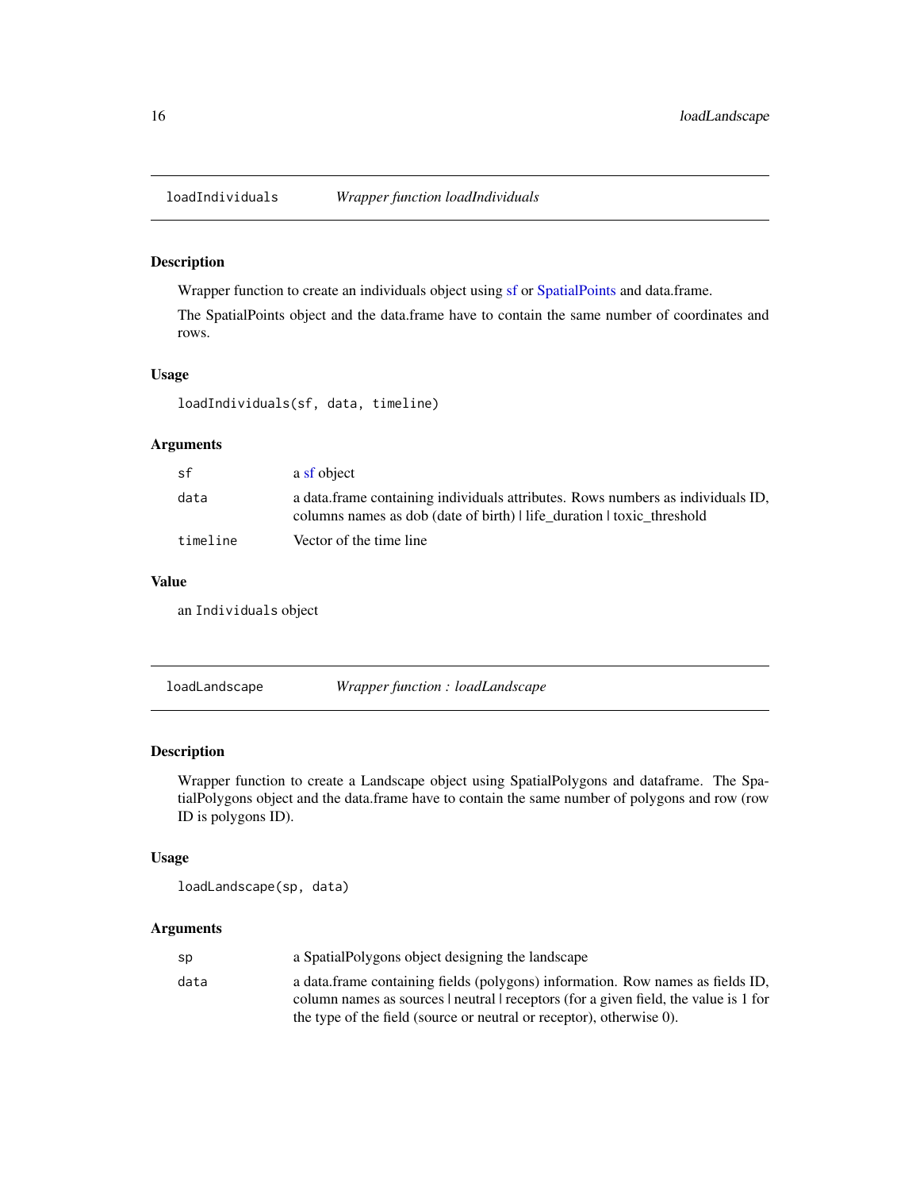## loadIndividuals — *Wrapper function loadIndividuals*

### Description

Wrapper function to create an individuals object using sf or SpatialPoints and data.frame.

The SpatialPoints object and the data.frame have to contain the same number of coordinates and rows.

### Usage

```
loadIndividuals(sf, data, timeline)
```

### Arguments

| | |
|---|---|
| `sf` | a sf object |
| `data` | a data.frame containing individuals attributes. Rows numbers as individuals ID, columns names as dob (date of birth) \| life_duration \| toxic_threshold |
| `timeline` | Vector of the time line |

### Value

an `Individuals` object

## loadLandscape — *Wrapper function : loadLandscape*

### Description

Wrapper function to create a Landscape object using SpatialPolygons and dataframe. The SpatialPolygons object and the data.frame have to contain the same number of polygons and row (row ID is polygons ID).

### Usage

```
loadLandscape(sp, data)
```

### Arguments

| | |
|---|---|
| `sp` | a SpatialPolygons object designing the landscape |
| `data` | a data.frame containing fields (polygons) information. Row names as fields ID, column names as sources \| neutral \| receptors (for a given field, the value is 1 for the type of the field (source or neutral or receptor), otherwise 0). |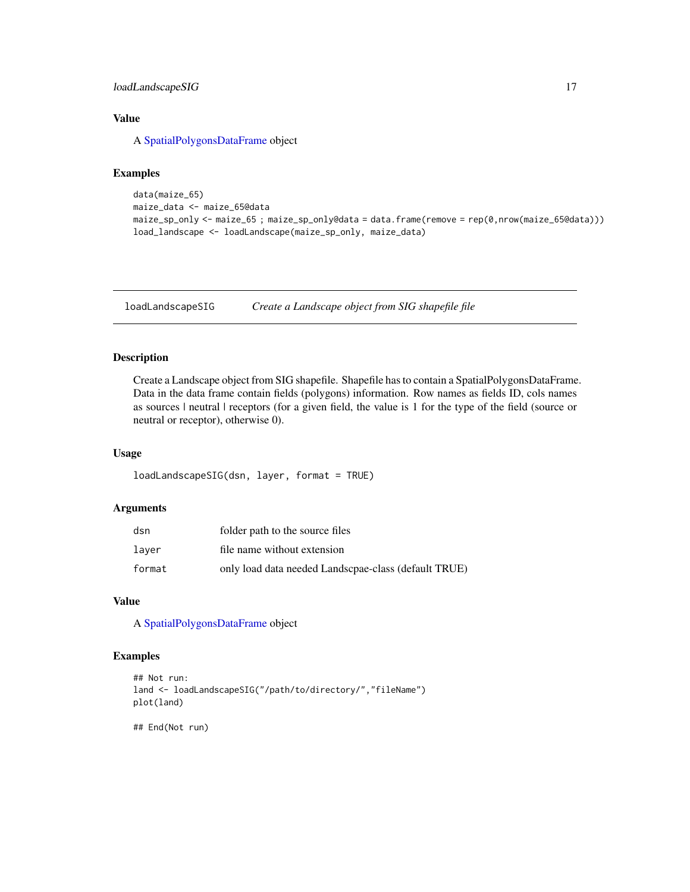## Value

A SpatialPolygonsDataFrame object

## Examples

```
data(maize_65)
maize_data <- maize_65@data
maize_sp_only <- maize_65 ; maize_sp_only@data = data.frame(remove = rep(0,nrow(maize_65@data)))
load_landscape <- loadLandscape(maize_sp_only, maize_data)
```

---

# loadLandscapeSIG — *Create a Landscape object from SIG shapefile file*

## Description

Create a Landscape object from SIG shapefile. Shapefile has to contain a SpatialPolygonsDataFrame. Data in the data frame contain fields (polygons) information. Row names as fields ID, cols names as sources | neutral | receptors (for a given field, the value is 1 for the type of the field (source or neutral or receptor), otherwise 0).

## Usage

```
loadLandscapeSIG(dsn, layer, format = TRUE)
```

## Arguments

| | |
|---|---|
| `dsn` | folder path to the source files |
| `layer` | file name without extension |
| `format` | only load data needed Landscpae-class (default TRUE) |

## Value

A SpatialPolygonsDataFrame object

## Examples

```
## Not run:
land <- loadLandscapeSIG("/path/to/directory/","fileName")
plot(land)

## End(Not run)
```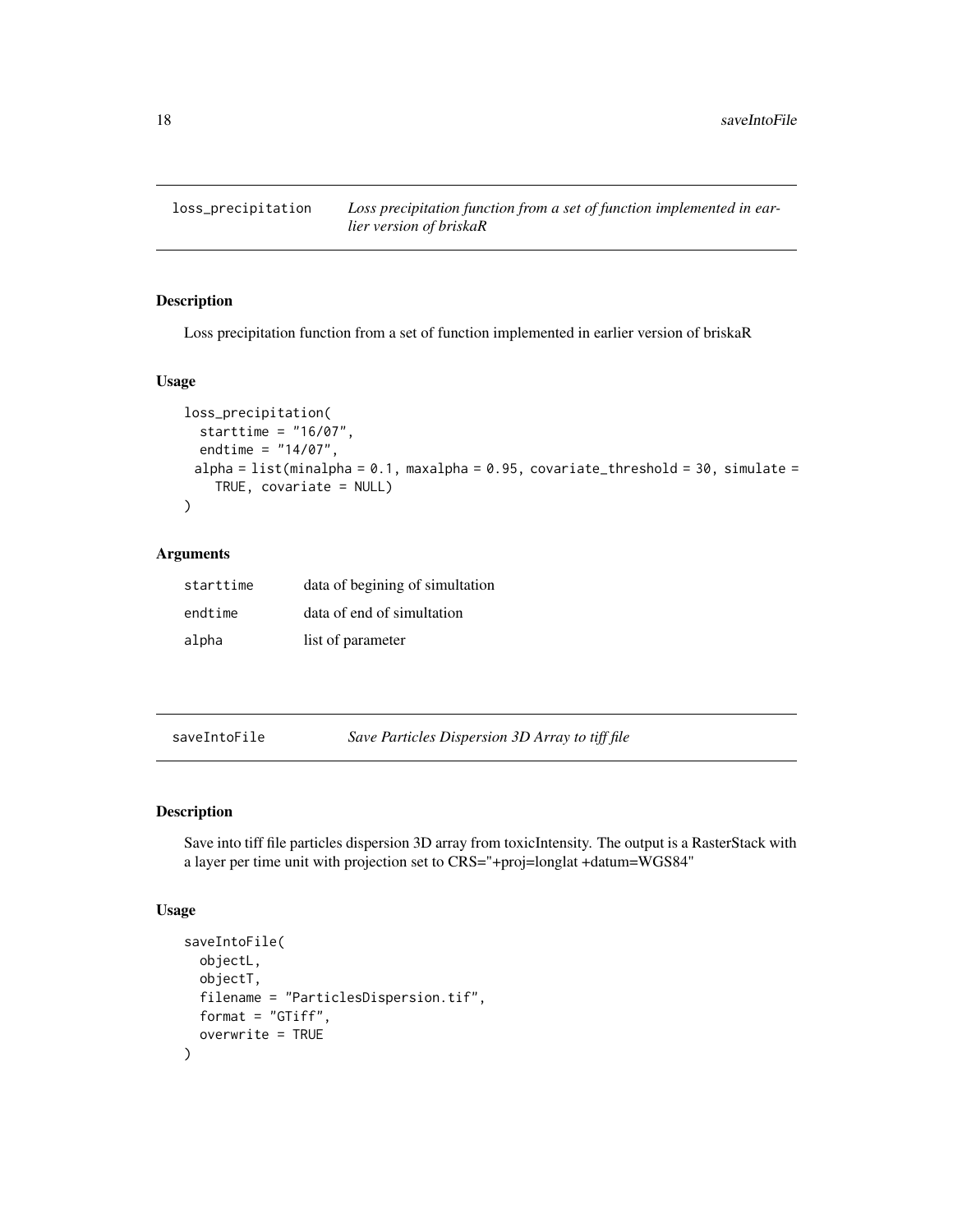## loss_precipitation

*Loss precipitation function from a set of function implemented in earlier version of briskaR*

### Description

Loss precipitation function from a set of function implemented in earlier version of briskaR

### Usage

```
loss_precipitation(
  starttime = "16/07",
  endtime = "14/07",
  alpha = list(minalpha = 0.1, maxalpha = 0.95, covariate_threshold = 30, simulate =
    TRUE, covariate = NULL)
)
```

### Arguments

| | |
|---|---|
| starttime | data of begining of simultation |
| endtime | data of end of simultation |
| alpha | list of parameter |

## saveIntoFile

*Save Particles Dispersion 3D Array to tiff file*

### Description

Save into tiff file particles dispersion 3D array from toxicIntensity. The output is a RasterStack with a layer per time unit with projection set to CRS="+proj=longlat +datum=WGS84"

### Usage

```
saveIntoFile(
  objectL,
  objectT,
  filename = "ParticlesDispersion.tif",
  format = "GTiff",
  overwrite = TRUE
)
```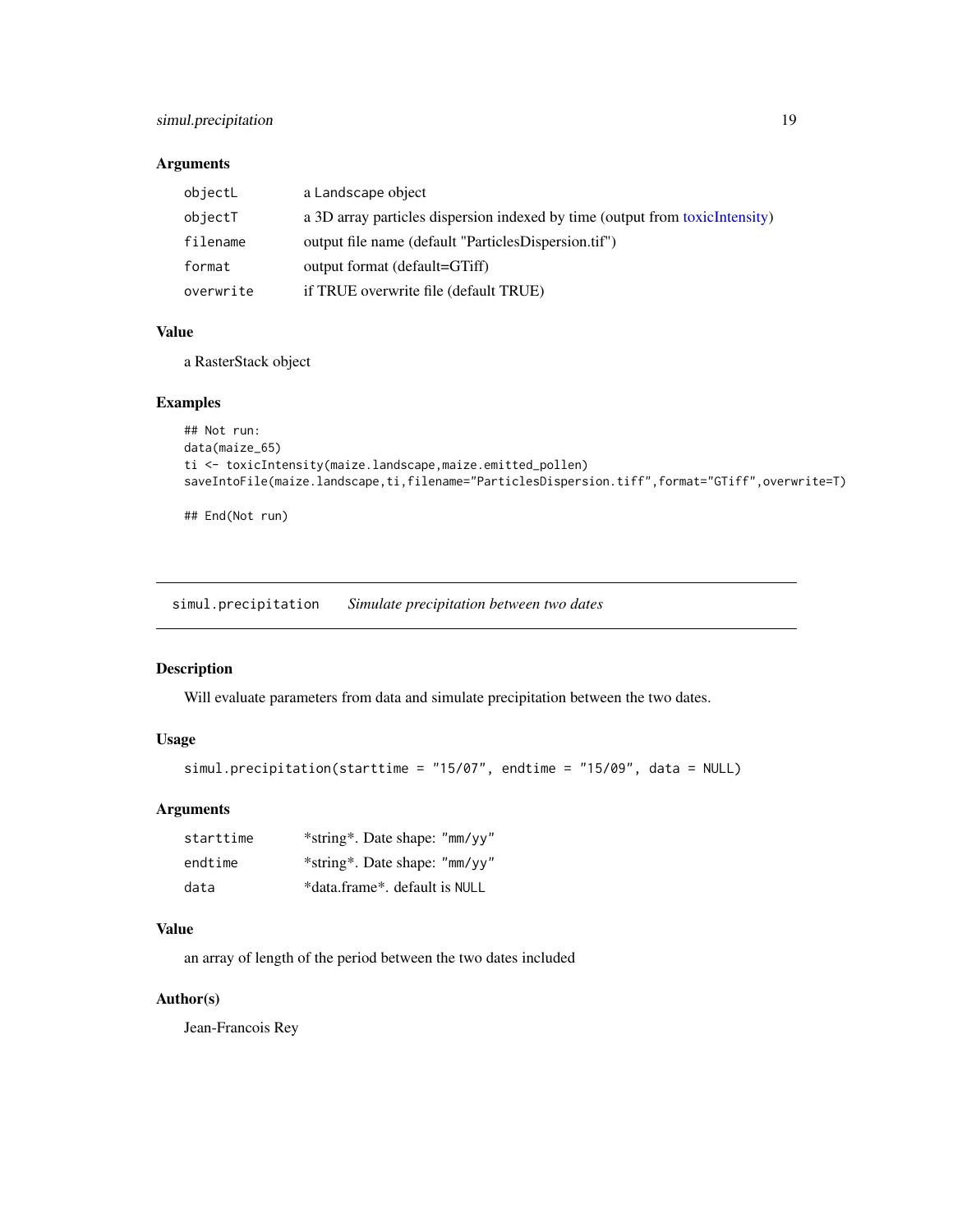### Arguments

| | |
|---|---|
| objectL | a Landscape object |
| objectT | a 3D array particles dispersion indexed by time (output from toxicIntensity) |
| filename | output file name (default "ParticlesDispersion.tif") |
| format | output format (default=GTiff) |
| overwrite | if TRUE overwrite file (default TRUE) |

### Value

a RasterStack object

### Examples

```
## Not run:
data(maize_65)
ti <- toxicIntensity(maize.landscape,maize.emitted_pollen)
saveIntoFile(maize.landscape,ti,filename="ParticlesDispersion.tiff",format="GTiff",overwrite=T)

## End(Not run)
```

---

## simul.precipitation    *Simulate precipitation between two dates*

### Description

Will evaluate parameters from data and simulate precipitation between the two dates.

### Usage

```
simul.precipitation(starttime = "15/07", endtime = "15/09", data = NULL)
```

### Arguments

| | |
|---|---|
| starttime | *string*. Date shape: "mm/yy" |
| endtime | *string*. Date shape: "mm/yy" |
| data | *data.frame*. default is NULL |

### Value

an array of length of the period between the two dates included

### Author(s)

Jean-Francois Rey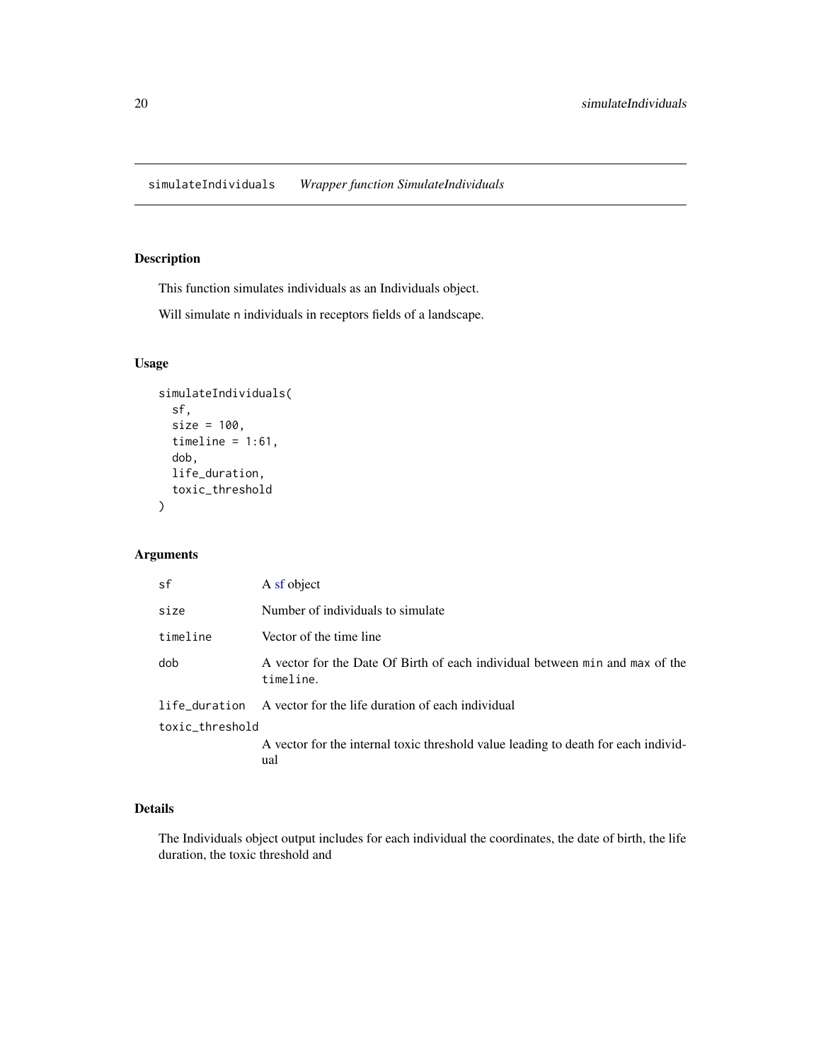simulateIndividuals *Wrapper function SimulateIndividuals*

## Description

This function simulates individuals as an Individuals object.

Will simulate n individuals in receptors fields of a landscape.

## Usage

```
simulateIndividuals(
  sf,
  size = 100,
  timeline = 1:61,
  dob,
  life_duration,
  toxic_threshold
)
```

## Arguments

| | |
|---|---|
| sf | A sf object |
| size | Number of individuals to simulate |
| timeline | Vector of the time line |
| dob | A vector for the Date Of Birth of each individual between min and max of the timeline. |
| life_duration | A vector for the life duration of each individual |
| toxic_threshold | A vector for the internal toxic threshold value leading to death for each individual |

## Details

The Individuals object output includes for each individual the coordinates, the date of birth, the life duration, the toxic threshold and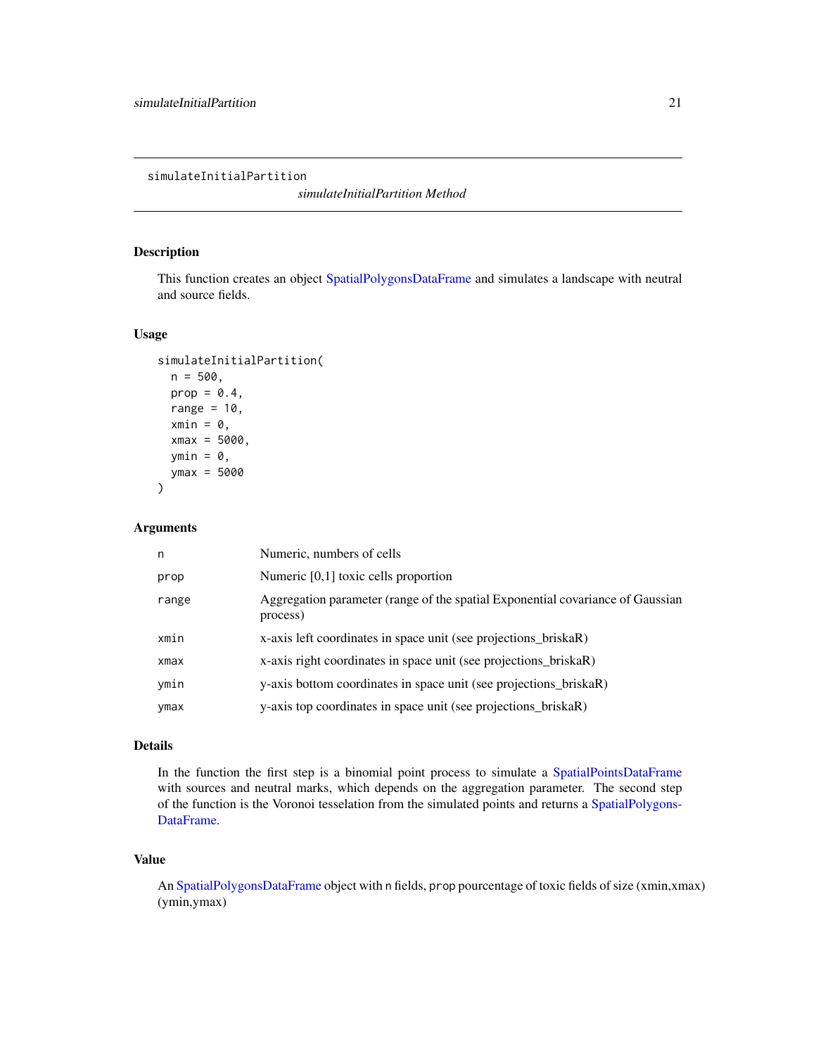# simulateInitialPartition

*simulateInitialPartition Method*

## Description

This function creates an object SpatialPolygonsDataFrame and simulates a landscape with neutral and source fields.

## Usage

```
simulateInitialPartition(
  n = 500,
  prop = 0.4,
  range = 10,
  xmin = 0,
  xmax = 5000,
  ymin = 0,
  ymax = 5000
)
```

## Arguments

| | |
|---|---|
| n | Numeric, numbers of cells |
| prop | Numeric [0,1] toxic cells proportion |
| range | Aggregation parameter (range of the spatial Exponential covariance of Gaussian process) |
| xmin | x-axis left coordinates in space unit (see projections_briskaR) |
| xmax | x-axis right coordinates in space unit (see projections_briskaR) |
| ymin | y-axis bottom coordinates in space unit (see projections_briskaR) |
| ymax | y-axis top coordinates in space unit (see projections_briskaR) |

## Details

In the function the first step is a binomial point process to simulate a SpatialPointsDataFrame with sources and neutral marks, which depends on the aggregation parameter. The second step of the function is the Voronoi tesselation from the simulated points and returns a SpatialPolygonsDataFrame.

## Value

An SpatialPolygonsDataFrame object with `n` fields, `prop` pourcentage of toxic fields of size (xmin,xmax) (ymin,ymax)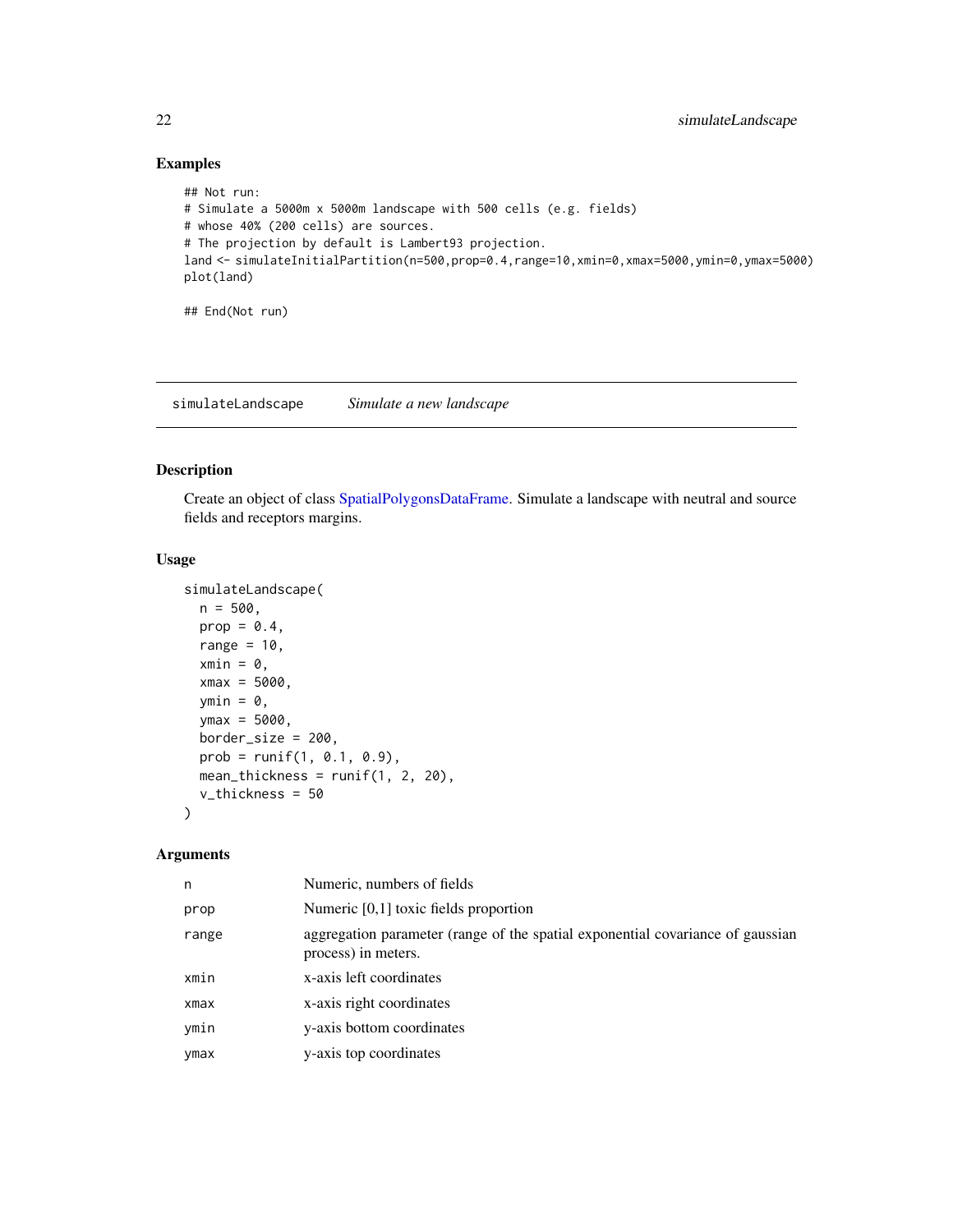## Examples

```
## Not run:
# Simulate a 5000m x 5000m landscape with 500 cells (e.g. fields)
# whose 40% (200 cells) are sources.
# The projection by default is Lambert93 projection.
land <- simulateInitialPartition(n=500,prop=0.4,range=10,xmin=0,xmax=5000,ymin=0,ymax=5000)
plot(land)

## End(Not run)
```

---

simulateLandscape &nbsp;&nbsp;&nbsp; *Simulate a new landscape*

---

### Description

Create an object of class SpatialPolygonsDataFrame. Simulate a landscape with neutral and source fields and receptors margins.

### Usage

```
simulateLandscape(
  n = 500,
  prop = 0.4,
  range = 10,
  xmin = 0,
  xmax = 5000,
  ymin = 0,
  ymax = 5000,
  border_size = 200,
  prob = runif(1, 0.1, 0.9),
  mean_thickness = runif(1, 2, 20),
  v_thickness = 50
)
```

### Arguments

| | |
|---|---|
| n | Numeric, numbers of fields |
| prop | Numeric [0,1] toxic fields proportion |
| range | aggregation parameter (range of the spatial exponential covariance of gaussian process) in meters. |
| xmin | x-axis left coordinates |
| xmax | x-axis right coordinates |
| ymin | y-axis bottom coordinates |
| ymax | y-axis top coordinates |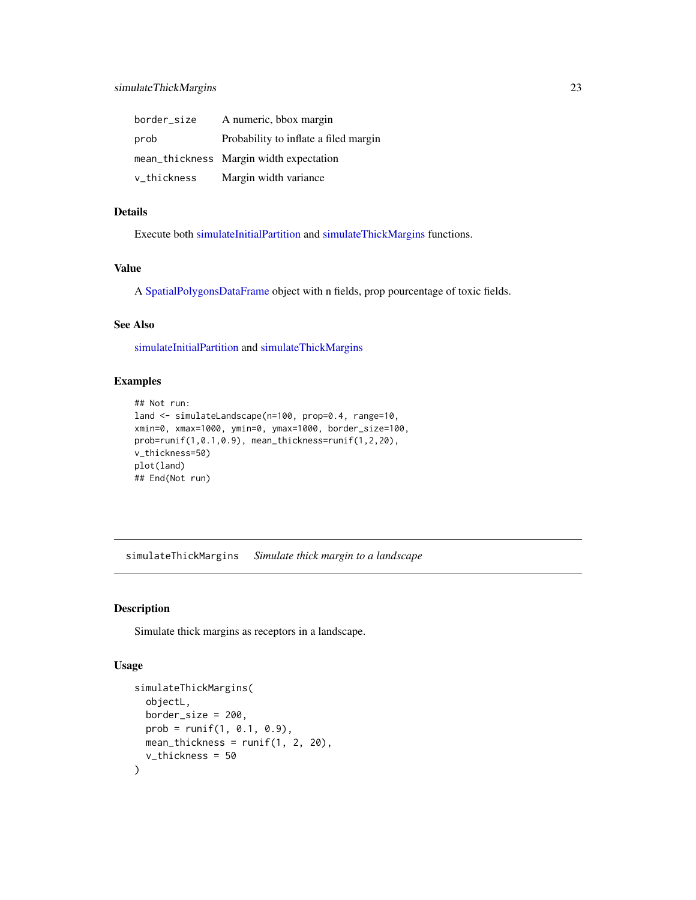| | |
|---|---|
| border_size | A numeric, bbox margin |
| prob | Probability to inflate a filed margin |
| mean_thickness | Margin width expectation |
| v_thickness | Margin width variance |

### Details

Execute both simulateInitialPartition and simulateThickMargins functions.

### Value

A SpatialPolygonsDataFrame object with n fields, prop pourcentage of toxic fields.

### See Also

simulateInitialPartition and simulateThickMargins

### Examples

```
## Not run:
land <- simulateLandscape(n=100, prop=0.4, range=10,
xmin=0, xmax=1000, ymin=0, ymax=1000, border_size=100,
prob=runif(1,0.1,0.9), mean_thickness=runif(1,2,20),
v_thickness=50)
plot(land)
## End(Not run)
```

---

## simulateThickMargins *Simulate thick margin to a landscape*

### Description

Simulate thick margins as receptors in a landscape.

### Usage

```
simulateThickMargins(
  objectL,
  border_size = 200,
  prob = runif(1, 0.1, 0.9),
  mean_thickness = runif(1, 2, 20),
  v_thickness = 50
)
```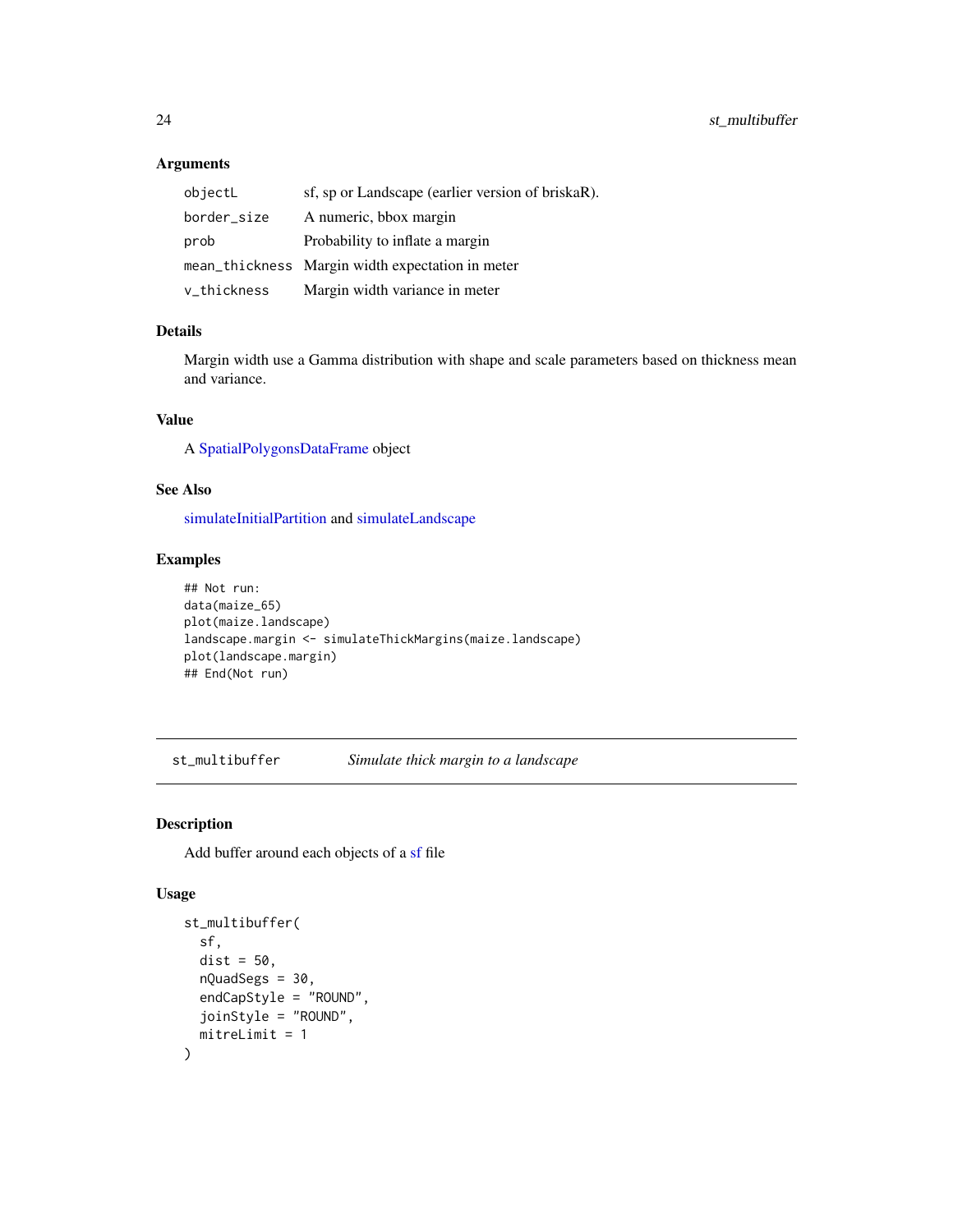### Arguments

| | |
|---|---|
| objectL | sf, sp or Landscape (earlier version of briskaR). |
| border_size | A numeric, bbox margin |
| prob | Probability to inflate a margin |
| mean_thickness | Margin width expectation in meter |
| v_thickness | Margin width variance in meter |

### Details

Margin width use a Gamma distribution with shape and scale parameters based on thickness mean and variance.

### Value

A SpatialPolygonsDataFrame object

### See Also

simulateInitialPartition and simulateLandscape

### Examples

```
## Not run:
data(maize_65)
plot(maize.landscape)
landscape.margin <- simulateThickMargins(maize.landscape)
plot(landscape.margin)
## End(Not run)
```

---

## st_multibuffer    *Simulate thick margin to a landscape*

### Description

Add buffer around each objects of a sf file

### Usage

```
st_multibuffer(
  sf,
  dist = 50,
  nQuadSegs = 30,
  endCapStyle = "ROUND",
  joinStyle = "ROUND",
  mitreLimit = 1
)
```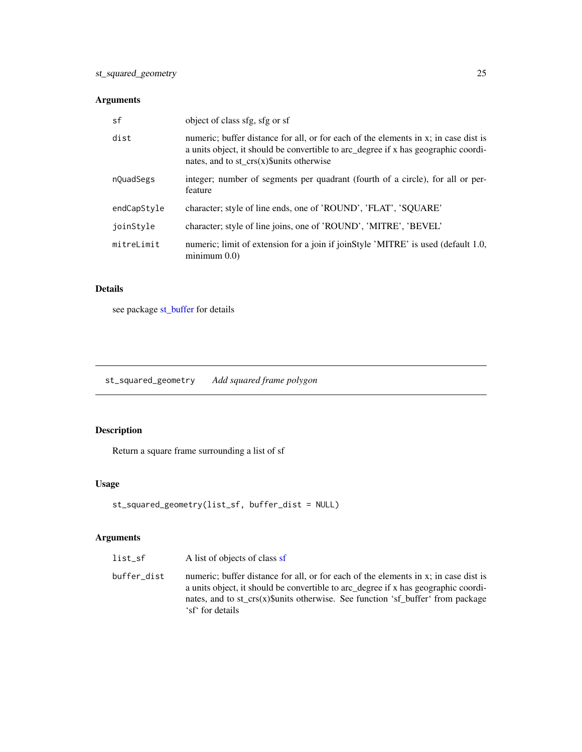## Arguments

| | |
|---|---|
| sf | object of class sfg, sfg or sf |
| dist | numeric; buffer distance for all, or for each of the elements in x; in case dist is a units object, it should be convertible to arc_degree if x has geographic coordinates, and to st_crs(x)$units otherwise |
| nQuadSegs | integer; number of segments per quadrant (fourth of a circle), for all or per-feature |
| endCapStyle | character; style of line ends, one of 'ROUND', 'FLAT', 'SQUARE' |
| joinStyle | character; style of line joins, one of 'ROUND', 'MITRE', 'BEVEL' |
| mitreLimit | numeric; limit of extension for a join if joinStyle 'MITRE' is used (default 1.0, minimum 0.0) |

## Details

see package st_buffer for details

---

# st_squared_geometry *Add squared frame polygon*

## Description

Return a square frame surrounding a list of sf

## Usage

```
st_squared_geometry(list_sf, buffer_dist = NULL)
```

## Arguments

| | |
|---|---|
| list_sf | A list of objects of class sf |
| buffer_dist | numeric; buffer distance for all, or for each of the elements in x; in case dist is a units object, it should be convertible to arc_degree if x has geographic coordinates, and to st_crs(x)$units otherwise. See function 'sf_buffer' from package 'sf' for details |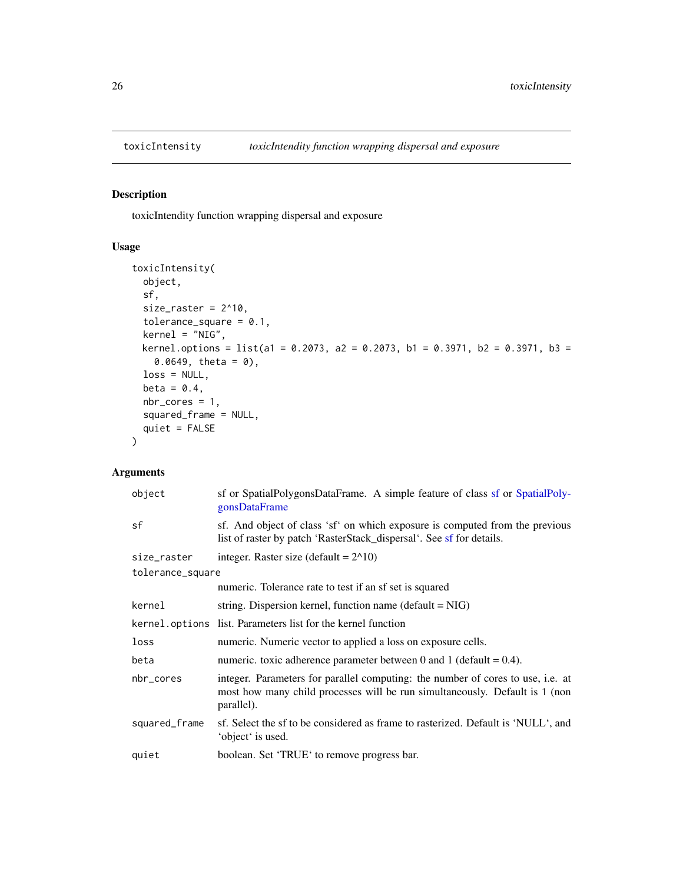## toxicIntensity — *toxicIntendity function wrapping dispersal and exposure*

### Description

toxicIntendity function wrapping dispersal and exposure

### Usage

```
toxicIntensity(
  object,
  sf,
  size_raster = 2^10,
  tolerance_square = 0.1,
  kernel = "NIG",
  kernel.options = list(a1 = 0.2073, a2 = 0.2073, b1 = 0.3971, b2 = 0.3971, b3 =
    0.0649, theta = 0),
  loss = NULL,
  beta = 0.4,
  nbr_cores = 1,
  squared_frame = NULL,
  quiet = FALSE
)
```

### Arguments

| | |
|---|---|
| `object` | sf or SpatialPolygonsDataFrame. A simple feature of class sf or SpatialPolygonsDataFrame |
| `sf` | sf. And object of class 'sf' on which exposure is computed from the previous list of raster by patch 'RasterStack_dispersal'. See sf for details. |
| `size_raster` | integer. Raster size (default = 2^10) |
| `tolerance_square` | numeric. Tolerance rate to test if an sf set is squared |
| `kernel` | string. Dispersion kernel, function name (default = NIG) |
| `kernel.options` | list. Parameters list for the kernel function |
| `loss` | numeric. Numeric vector to applied a loss on exposure cells. |
| `beta` | numeric. toxic adherence parameter between 0 and 1 (default = 0.4). |
| `nbr_cores` | integer. Parameters for parallel computing: the number of cores to use, i.e. at most how many child processes will be run simultaneously. Default is 1 (non parallel). |
| `squared_frame` | sf. Select the sf to be considered as frame to rasterized. Default is 'NULL', and 'object' is used. |
| `quiet` | boolean. Set 'TRUE' to remove progress bar. |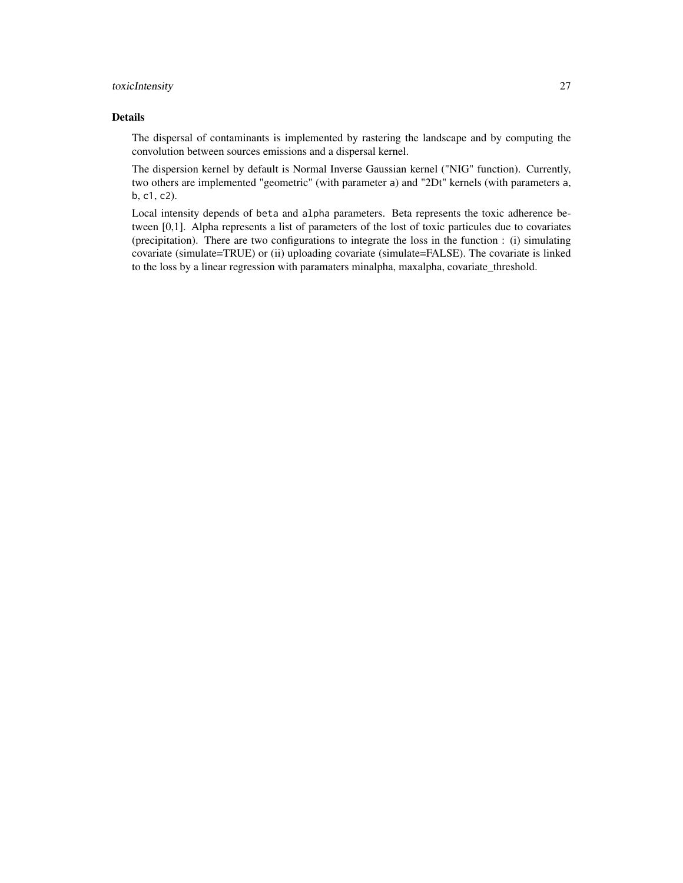## Details

The dispersal of contaminants is implemented by rastering the landscape and by computing the convolution between sources emissions and a dispersal kernel.

The dispersion kernel by default is Normal Inverse Gaussian kernel ("NIG" function). Currently, two others are implemented "geometric" (with parameter `a`) and "2Dt" kernels (with parameters `a`, `b`, `c1`, `c2`).

Local intensity depends of `beta` and `alpha` parameters. Beta represents the toxic adherence between [0,1]. Alpha represents a list of parameters of the lost of toxic particules due to covariates (precipitation). There are two configurations to integrate the loss in the function : (i) simulating covariate (simulate=TRUE) or (ii) uploading covariate (simulate=FALSE). The covariate is linked to the loss by a linear regression with paramaters minalpha, maxalpha, covariate_threshold.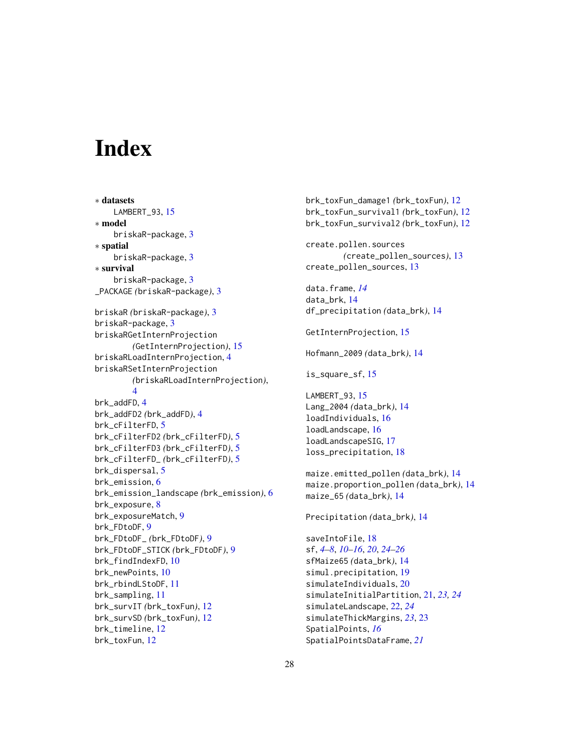# Index

∗ **datasets**
  LAMBERT_93, 15
∗ **model**
  briskaR-package, 3
∗ **spatial**
  briskaR-package, 3
∗ **survival**
  briskaR-package, 3
_PACKAGE *(briskaR-package)*, 3

briskaR *(briskaR-package)*, 3
briskaR-package, 3
briskaRGetInternProjection *(GetInternProjection)*, 15
briskaRLoadInternProjection, 4
briskaRSetInternProjection *(briskaRLoadInternProjection)*, 4
brk_addFD, 4
brk_addFD2 *(brk_addFD)*, 4
brk_cFilterFD, 5
brk_cFilterFD2 *(brk_cFilterFD)*, 5
brk_cFilterFD3 *(brk_cFilterFD)*, 5
brk_cFilterFD_ *(brk_cFilterFD)*, 5
brk_dispersal, 5
brk_emission, 6
brk_emission_landscape *(brk_emission)*, 6
brk_exposure, 8
brk_exposureMatch, 9
brk_FDtoDF, 9
brk_FDtoDF_ *(brk_FDtoDF)*, 9
brk_FDtoDF_STICK *(brk_FDtoDF)*, 9
brk_findIndexFD, 10
brk_newPoints, 10
brk_rbindLStoDF, 11
brk_sampling, 11
brk_survIT *(brk_toxFun)*, 12
brk_survSD *(brk_toxFun)*, 12
brk_timeline, 12
brk_toxFun, 12
brk_toxFun_damage1 *(brk_toxFun)*, 12
brk_toxFun_survival1 *(brk_toxFun)*, 12
brk_toxFun_survival2 *(brk_toxFun)*, 12

create.pollen.sources *(create_pollen_sources)*, 13
create_pollen_sources, 13

data.frame, *14*
data_brk, 14
df_precipitation *(data_brk)*, 14

GetInternProjection, 15

Hofmann_2009 *(data_brk)*, 14

is_square_sf, 15

LAMBERT_93, 15
Lang_2004 *(data_brk)*, 14
loadIndividuals, 16
loadLandscape, 16
loadLandscapeSIG, 17
loss_precipitation, 18

maize.emitted_pollen *(data_brk)*, 14
maize.proportion_pollen *(data_brk)*, 14
maize_65 *(data_brk)*, 14

Precipitation *(data_brk)*, 14

saveIntoFile, 18
sf, *4–8*, *10–16*, *20*, *24–26*
sfMaize65 *(data_brk)*, 14
simul.precipitation, 19
simulateIndividuals, 20
simulateInitialPartition, 21, *23, 24*
simulateLandscape, 22, *24*
simulateThickMargins, *23*, 23
SpatialPoints, *16*
SpatialPointsDataFrame, *21*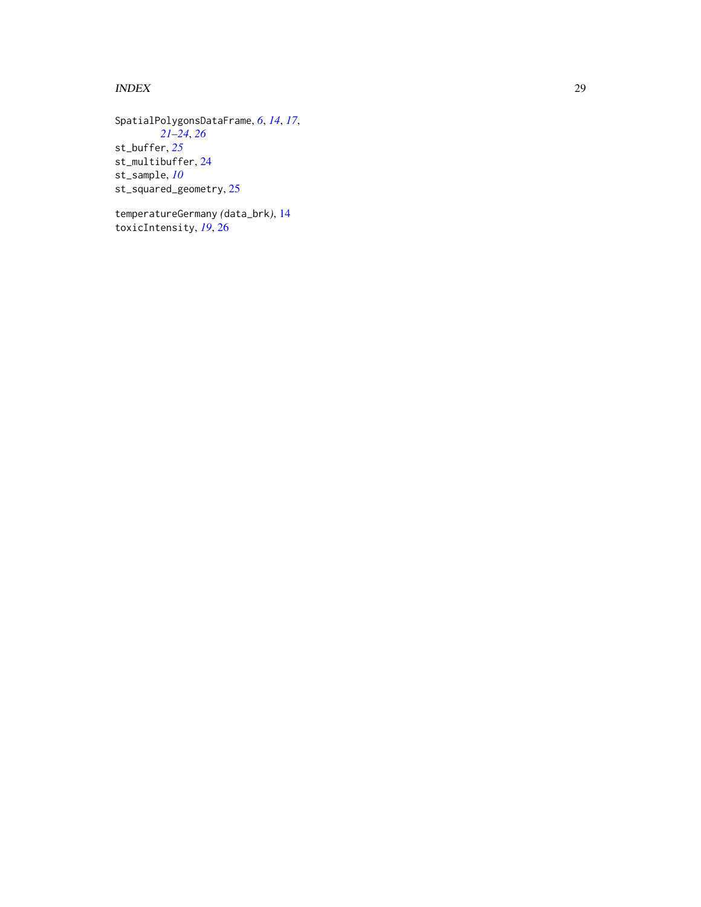SpatialPolygonsDataFrame, *6*, *14*, *17*, *21–24*, *26*
st_buffer, *25*
st_multibuffer, 24
st_sample, *10*
st_squared_geometry, 25

temperatureGermany (data_brk), 14
toxicIntensity, *19*, 26